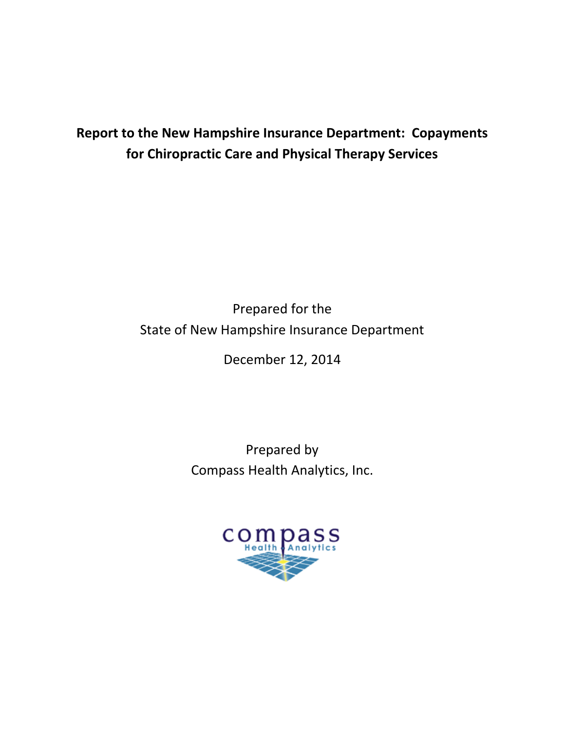# Report to the New Hampshire Insurance Department: Copayments for Chiropractic Care and Physical Therapy Services

Prepared for the
State of New Hampshire Insurance Department

December 12, 2014

Prepared by
Compass Health Analytics, Inc.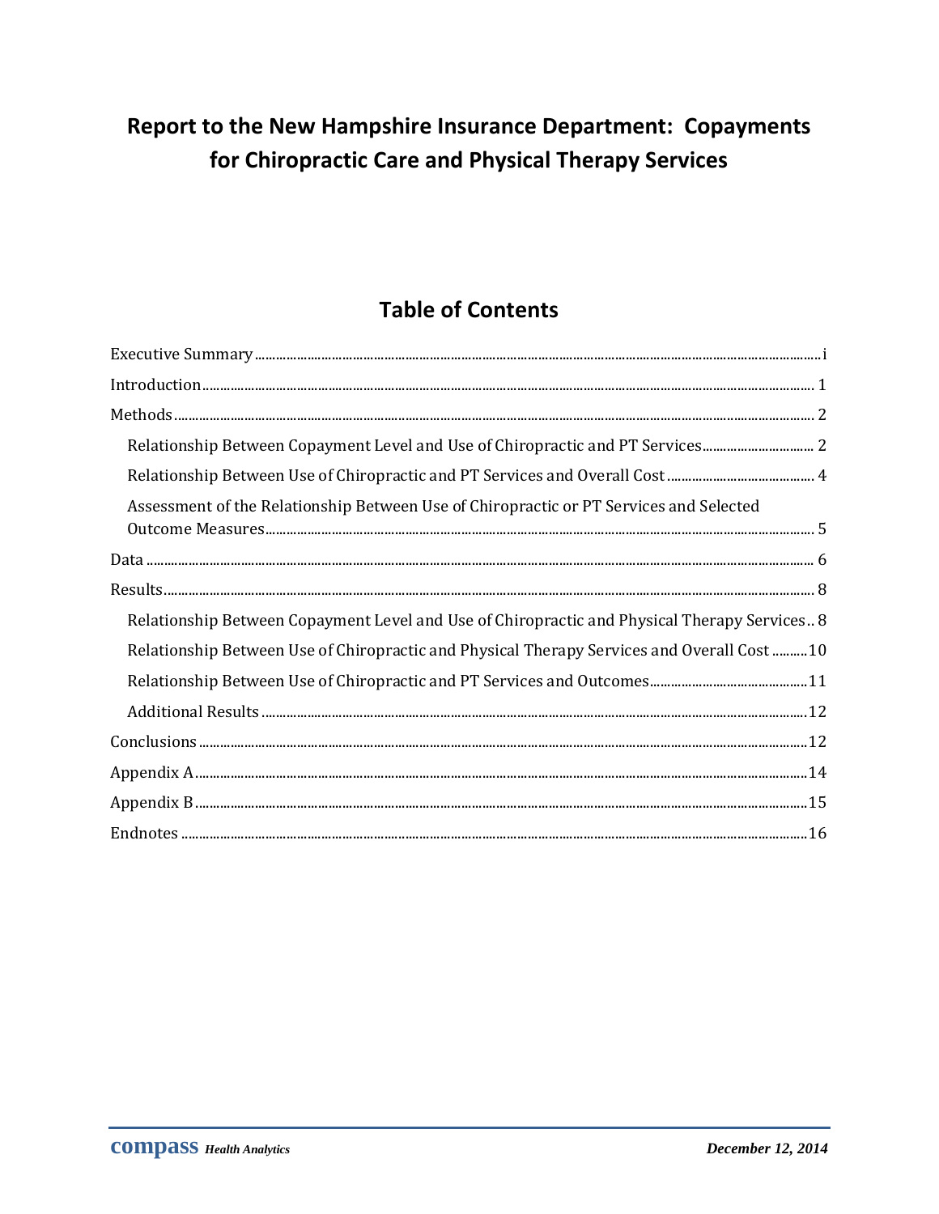# Report to the New Hampshire Insurance Department: Copayments for Chiropractic Care and Physical Therapy Services

## Table of Contents

Executive Summary ........................................................................ i

Introduction ........................................................................ 1

Methods ........................................................................ 2

- Relationship Between Copayment Level and Use of Chiropractic and PT Services ........................................................................ 2
- Relationship Between Use of Chiropractic and PT Services and Overall Cost ........................................................................ 4
- Assessment of the Relationship Between Use of Chiropractic or PT Services and Selected Outcome Measures ........................................................................ 5

Data ........................................................................ 6

Results ........................................................................ 8

- Relationship Between Copayment Level and Use of Chiropractic and Physical Therapy Services .. 8
- Relationship Between Use of Chiropractic and Physical Therapy Services and Overall Cost .......... 10
- Relationship Between Use of Chiropractic and PT Services and Outcomes ........................................................................ 11
- Additional Results ........................................................................ 12

Conclusions ........................................................................ 12

Appendix A ........................................................................ 14

Appendix B ........................................................................ 15

Endnotes ........................................................................ 16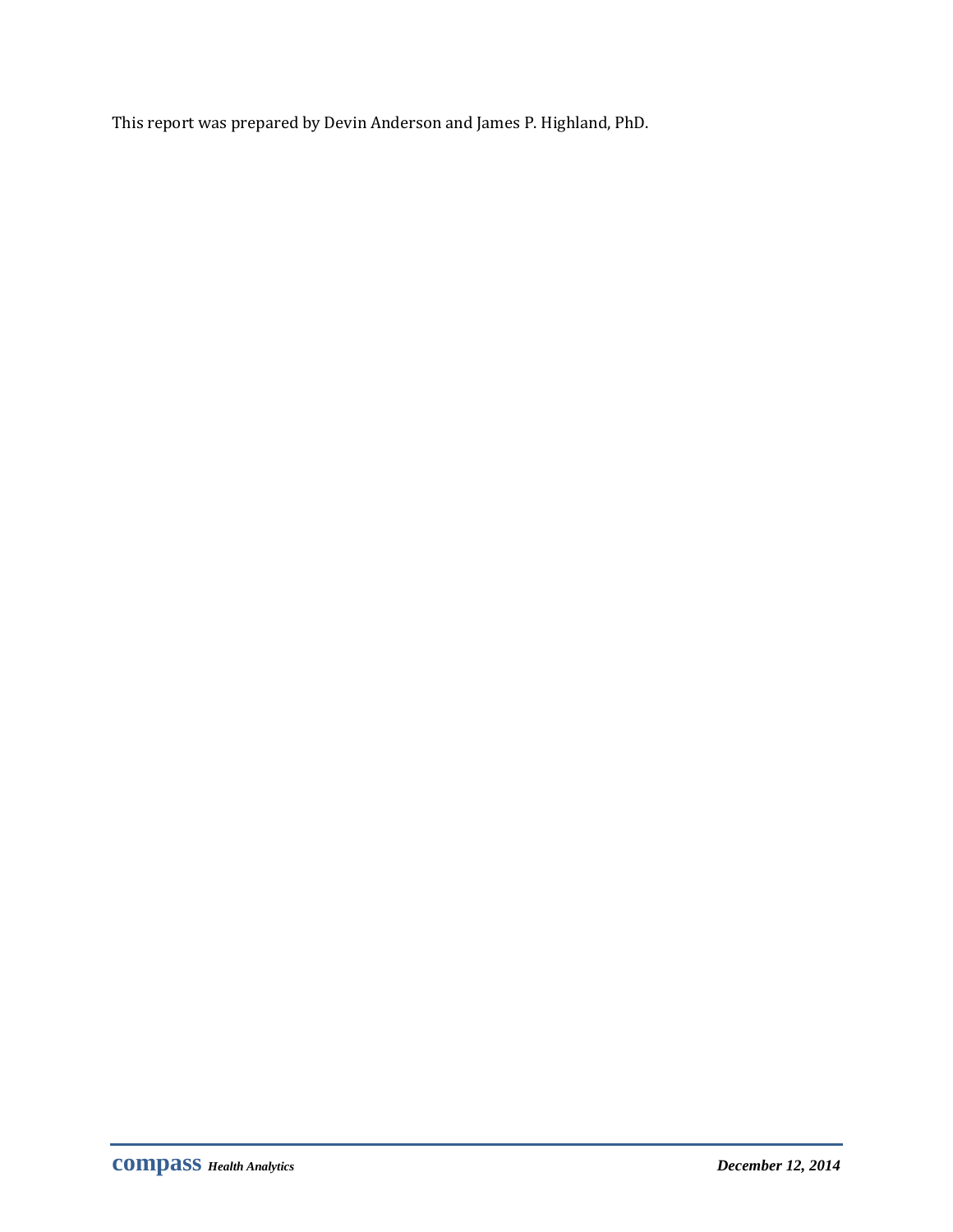This report was prepared by Devin Anderson and James P. Highland, PhD.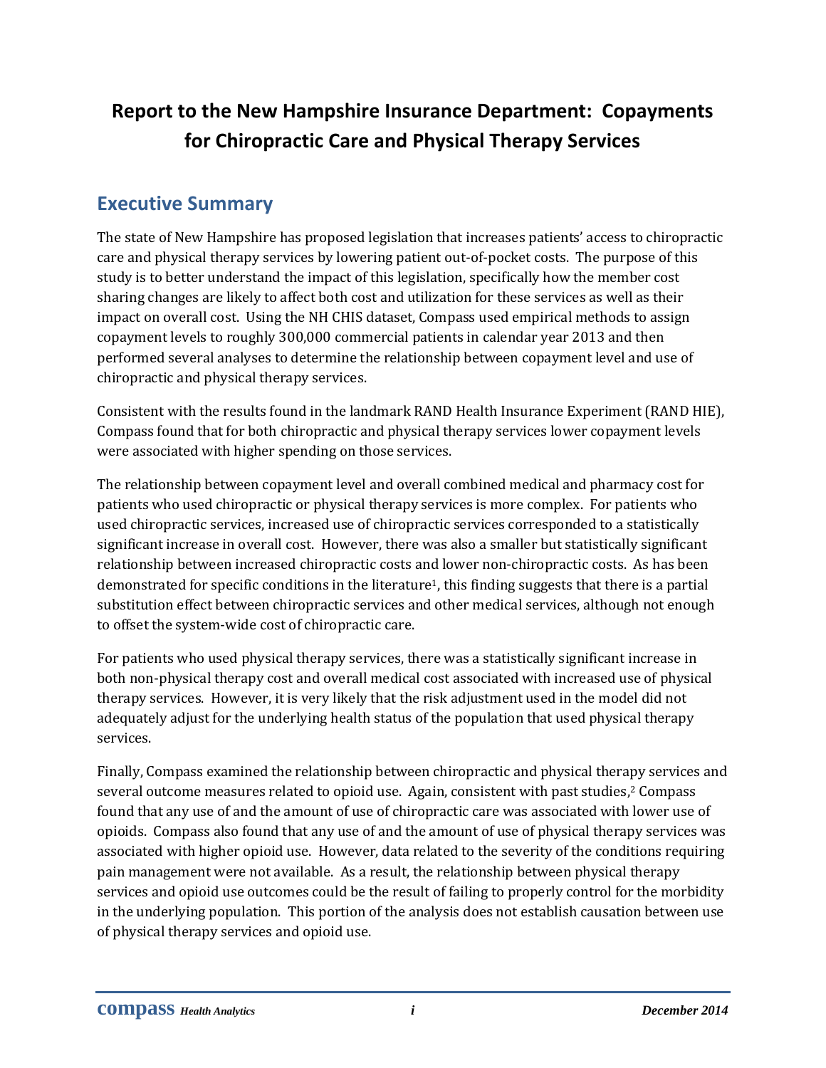# Report to the New Hampshire Insurance Department: Copayments for Chiropractic Care and Physical Therapy Services

## Executive Summary

The state of New Hampshire has proposed legislation that increases patients' access to chiropractic care and physical therapy services by lowering patient out-of-pocket costs. The purpose of this study is to better understand the impact of this legislation, specifically how the member cost sharing changes are likely to affect both cost and utilization for these services as well as their impact on overall cost. Using the NH CHIS dataset, Compass used empirical methods to assign copayment levels to roughly 300,000 commercial patients in calendar year 2013 and then performed several analyses to determine the relationship between copayment level and use of chiropractic and physical therapy services.

Consistent with the results found in the landmark RAND Health Insurance Experiment (RAND HIE), Compass found that for both chiropractic and physical therapy services lower copayment levels were associated with higher spending on those services.

The relationship between copayment level and overall combined medical and pharmacy cost for patients who used chiropractic or physical therapy services is more complex. For patients who used chiropractic services, increased use of chiropractic services corresponded to a statistically significant increase in overall cost. However, there was also a smaller but statistically significant relationship between increased chiropractic costs and lower non-chiropractic costs. As has been demonstrated for specific conditions in the literature[1], this finding suggests that there is a partial substitution effect between chiropractic services and other medical services, although not enough to offset the system-wide cost of chiropractic care.

For patients who used physical therapy services, there was a statistically significant increase in both non-physical therapy cost and overall medical cost associated with increased use of physical therapy services. However, it is very likely that the risk adjustment used in the model did not adequately adjust for the underlying health status of the population that used physical therapy services.

Finally, Compass examined the relationship between chiropractic and physical therapy services and several outcome measures related to opioid use. Again, consistent with past studies,[2] Compass found that any use of and the amount of use of chiropractic care was associated with lower use of opioids. Compass also found that any use of and the amount of use of physical therapy services was associated with higher opioid use. However, data related to the severity of the conditions requiring pain management were not available. As a result, the relationship between physical therapy services and opioid use outcomes could be the result of failing to properly control for the morbidity in the underlying population. This portion of the analysis does not establish causation between use of physical therapy services and opioid use.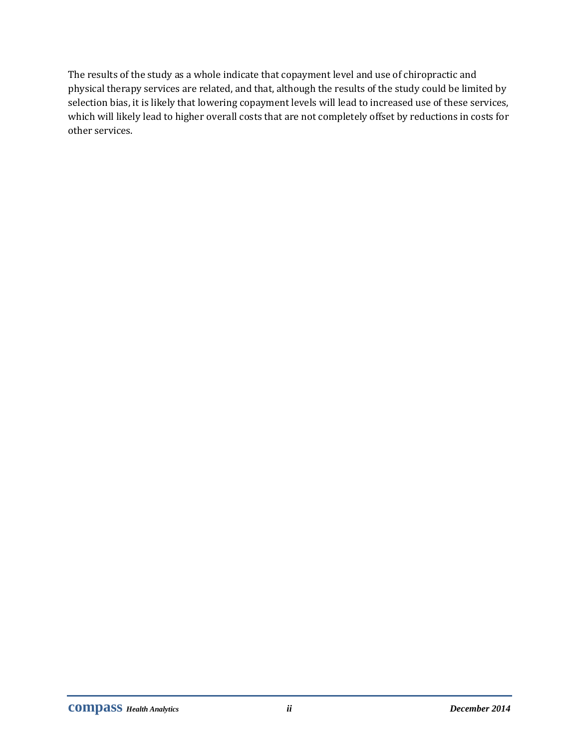The results of the study as a whole indicate that copayment level and use of chiropractic and physical therapy services are related, and that, although the results of the study could be limited by selection bias, it is likely that lowering copayment levels will lead to increased use of these services, which will likely lead to higher overall costs that are not completely offset by reductions in costs for other services.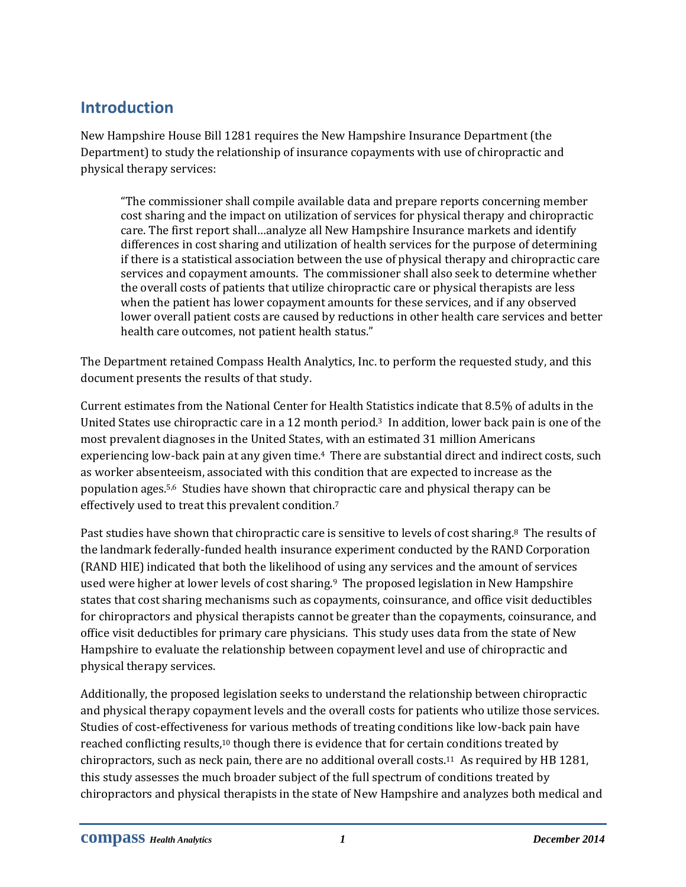## Introduction

New Hampshire House Bill 1281 requires the New Hampshire Insurance Department (the Department) to study the relationship of insurance copayments with use of chiropractic and physical therapy services:

> "The commissioner shall compile available data and prepare reports concerning member cost sharing and the impact on utilization of services for physical therapy and chiropractic care. The first report shall…analyze all New Hampshire Insurance markets and identify differences in cost sharing and utilization of health services for the purpose of determining if there is a statistical association between the use of physical therapy and chiropractic care services and copayment amounts. The commissioner shall also seek to determine whether the overall costs of patients that utilize chiropractic care or physical therapists are less when the patient has lower copayment amounts for these services, and if any observed lower overall patient costs are caused by reductions in other health care services and better health care outcomes, not patient health status."

The Department retained Compass Health Analytics, Inc. to perform the requested study, and this document presents the results of that study.

Current estimates from the National Center for Health Statistics indicate that 8.5% of adults in the United States use chiropractic care in a 12 month period.[3] In addition, lower back pain is one of the most prevalent diagnoses in the United States, with an estimated 31 million Americans experiencing low-back pain at any given time.[4] There are substantial direct and indirect costs, such as worker absenteeism, associated with this condition that are expected to increase as the population ages.[5,6] Studies have shown that chiropractic care and physical therapy can be effectively used to treat this prevalent condition.[7]

Past studies have shown that chiropractic care is sensitive to levels of cost sharing.[8] The results of the landmark federally-funded health insurance experiment conducted by the RAND Corporation (RAND HIE) indicated that both the likelihood of using any services and the amount of services used were higher at lower levels of cost sharing.[9] The proposed legislation in New Hampshire states that cost sharing mechanisms such as copayments, coinsurance, and office visit deductibles for chiropractors and physical therapists cannot be greater than the copayments, coinsurance, and office visit deductibles for primary care physicians. This study uses data from the state of New Hampshire to evaluate the relationship between copayment level and use of chiropractic and physical therapy services.

Additionally, the proposed legislation seeks to understand the relationship between chiropractic and physical therapy copayment levels and the overall costs for patients who utilize those services. Studies of cost-effectiveness for various methods of treating conditions like low-back pain have reached conflicting results,[10] though there is evidence that for certain conditions treated by chiropractors, such as neck pain, there are no additional overall costs.[11] As required by HB 1281, this study assesses the much broader subject of the full spectrum of conditions treated by chiropractors and physical therapists in the state of New Hampshire and analyzes both medical and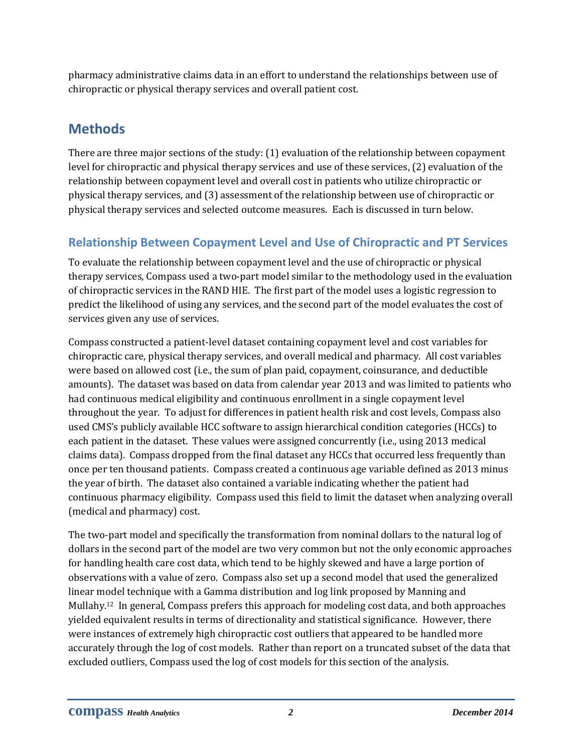pharmacy administrative claims data in an effort to understand the relationships between use of chiropractic or physical therapy services and overall patient cost.

## Methods

There are three major sections of the study: (1) evaluation of the relationship between copayment level for chiropractic and physical therapy services and use of these services, (2) evaluation of the relationship between copayment level and overall cost in patients who utilize chiropractic or physical therapy services, and (3) assessment of the relationship between use of chiropractic or physical therapy services and selected outcome measures. Each is discussed in turn below.

### Relationship Between Copayment Level and Use of Chiropractic and PT Services

To evaluate the relationship between copayment level and the use of chiropractic or physical therapy services, Compass used a two-part model similar to the methodology used in the evaluation of chiropractic services in the RAND HIE. The first part of the model uses a logistic regression to predict the likelihood of using any services, and the second part of the model evaluates the cost of services given any use of services.

Compass constructed a patient-level dataset containing copayment level and cost variables for chiropractic care, physical therapy services, and overall medical and pharmacy. All cost variables were based on allowed cost (i.e., the sum of plan paid, copayment, coinsurance, and deductible amounts). The dataset was based on data from calendar year 2013 and was limited to patients who had continuous medical eligibility and continuous enrollment in a single copayment level throughout the year. To adjust for differences in patient health risk and cost levels, Compass also used CMS's publicly available HCC software to assign hierarchical condition categories (HCCs) to each patient in the dataset. These values were assigned concurrently (i.e., using 2013 medical claims data). Compass dropped from the final dataset any HCCs that occurred less frequently than once per ten thousand patients. Compass created a continuous age variable defined as 2013 minus the year of birth. The dataset also contained a variable indicating whether the patient had continuous pharmacy eligibility. Compass used this field to limit the dataset when analyzing overall (medical and pharmacy) cost.

The two-part model and specifically the transformation from nominal dollars to the natural log of dollars in the second part of the model are two very common but not the only economic approaches for handling health care cost data, which tend to be highly skewed and have a large portion of observations with a value of zero. Compass also set up a second model that used the generalized linear model technique with a Gamma distribution and log link proposed by Manning and Mullahy.[12] In general, Compass prefers this approach for modeling cost data, and both approaches yielded equivalent results in terms of directionality and statistical significance. However, there were instances of extremely high chiropractic cost outliers that appeared to be handled more accurately through the log of cost models. Rather than report on a truncated subset of the data that excluded outliers, Compass used the log of cost models for this section of the analysis.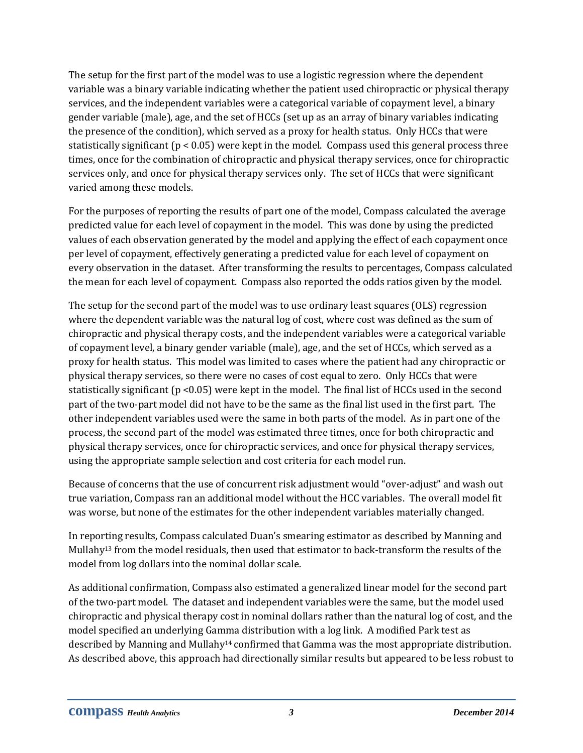The setup for the first part of the model was to use a logistic regression where the dependent variable was a binary variable indicating whether the patient used chiropractic or physical therapy services, and the independent variables were a categorical variable of copayment level, a binary gender variable (male), age, and the set of HCCs (set up as an array of binary variables indicating the presence of the condition), which served as a proxy for health status. Only HCCs that were statistically significant ($p < 0.05$) were kept in the model. Compass used this general process three times, once for the combination of chiropractic and physical therapy services, once for chiropractic services only, and once for physical therapy services only. The set of HCCs that were significant varied among these models.

For the purposes of reporting the results of part one of the model, Compass calculated the average predicted value for each level of copayment in the model. This was done by using the predicted values of each observation generated by the model and applying the effect of each copayment once per level of copayment, effectively generating a predicted value for each level of copayment on every observation in the dataset. After transforming the results to percentages, Compass calculated the mean for each level of copayment. Compass also reported the odds ratios given by the model.

The setup for the second part of the model was to use ordinary least squares (OLS) regression where the dependent variable was the natural log of cost, where cost was defined as the sum of chiropractic and physical therapy costs, and the independent variables were a categorical variable of copayment level, a binary gender variable (male), age, and the set of HCCs, which served as a proxy for health status. This model was limited to cases where the patient had any chiropractic or physical therapy services, so there were no cases of cost equal to zero. Only HCCs that were statistically significant ($p < 0.05$) were kept in the model. The final list of HCCs used in the second part of the two-part model did not have to be the same as the final list used in the first part. The other independent variables used were the same in both parts of the model. As in part one of the process, the second part of the model was estimated three times, once for both chiropractic and physical therapy services, once for chiropractic services, and once for physical therapy services, using the appropriate sample selection and cost criteria for each model run.

Because of concerns that the use of concurrent risk adjustment would "over-adjust" and wash out true variation, Compass ran an additional model without the HCC variables. The overall model fit was worse, but none of the estimates for the other independent variables materially changed.

In reporting results, Compass calculated Duan's smearing estimator as described by Manning and Mullahy[13] from the model residuals, then used that estimator to back-transform the results of the model from log dollars into the nominal dollar scale.

As additional confirmation, Compass also estimated a generalized linear model for the second part of the two-part model. The dataset and independent variables were the same, but the model used chiropractic and physical therapy cost in nominal dollars rather than the natural log of cost, and the model specified an underlying Gamma distribution with a log link. A modified Park test as described by Manning and Mullahy[14] confirmed that Gamma was the most appropriate distribution. As described above, this approach had directionally similar results but appeared to be less robust to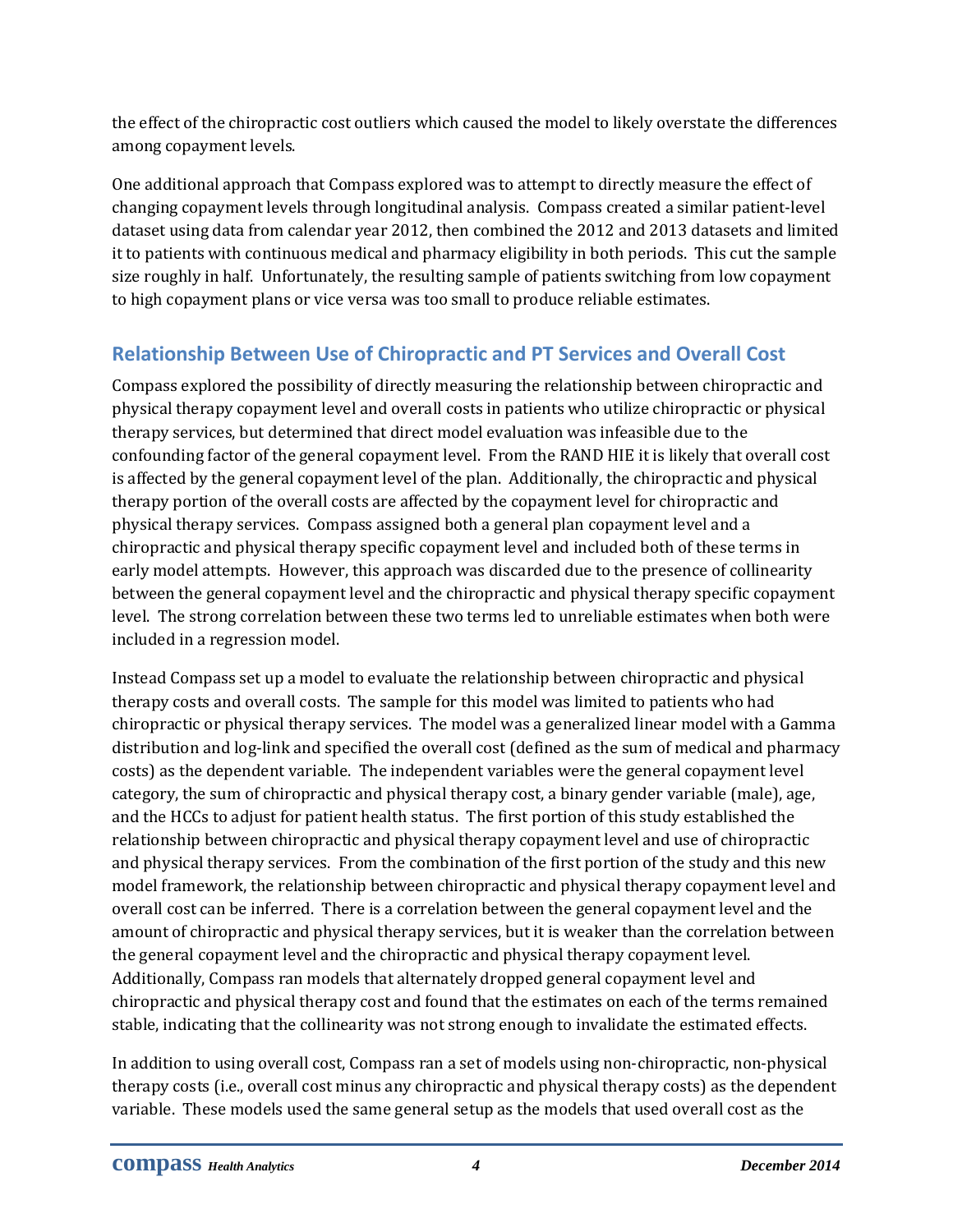the effect of the chiropractic cost outliers which caused the model to likely overstate the differences among copayment levels.

One additional approach that Compass explored was to attempt to directly measure the effect of changing copayment levels through longitudinal analysis. Compass created a similar patient-level dataset using data from calendar year 2012, then combined the 2012 and 2013 datasets and limited it to patients with continuous medical and pharmacy eligibility in both periods. This cut the sample size roughly in half. Unfortunately, the resulting sample of patients switching from low copayment to high copayment plans or vice versa was too small to produce reliable estimates.

## Relationship Between Use of Chiropractic and PT Services and Overall Cost

Compass explored the possibility of directly measuring the relationship between chiropractic and physical therapy copayment level and overall costs in patients who utilize chiropractic or physical therapy services, but determined that direct model evaluation was infeasible due to the confounding factor of the general copayment level. From the RAND HIE it is likely that overall cost is affected by the general copayment level of the plan. Additionally, the chiropractic and physical therapy portion of the overall costs are affected by the copayment level for chiropractic and physical therapy services. Compass assigned both a general plan copayment level and a chiropractic and physical therapy specific copayment level and included both of these terms in early model attempts. However, this approach was discarded due to the presence of collinearity between the general copayment level and the chiropractic and physical therapy specific copayment level. The strong correlation between these two terms led to unreliable estimates when both were included in a regression model.

Instead Compass set up a model to evaluate the relationship between chiropractic and physical therapy costs and overall costs. The sample for this model was limited to patients who had chiropractic or physical therapy services. The model was a generalized linear model with a Gamma distribution and log-link and specified the overall cost (defined as the sum of medical and pharmacy costs) as the dependent variable. The independent variables were the general copayment level category, the sum of chiropractic and physical therapy cost, a binary gender variable (male), age, and the HCCs to adjust for patient health status. The first portion of this study established the relationship between chiropractic and physical therapy copayment level and use of chiropractic and physical therapy services. From the combination of the first portion of the study and this new model framework, the relationship between chiropractic and physical therapy copayment level and overall cost can be inferred. There is a correlation between the general copayment level and the amount of chiropractic and physical therapy services, but it is weaker than the correlation between the general copayment level and the chiropractic and physical therapy copayment level. Additionally, Compass ran models that alternately dropped general copayment level and chiropractic and physical therapy cost and found that the estimates on each of the terms remained stable, indicating that the collinearity was not strong enough to invalidate the estimated effects.

In addition to using overall cost, Compass ran a set of models using non-chiropractic, non-physical therapy costs (i.e., overall cost minus any chiropractic and physical therapy costs) as the dependent variable. These models used the same general setup as the models that used overall cost as the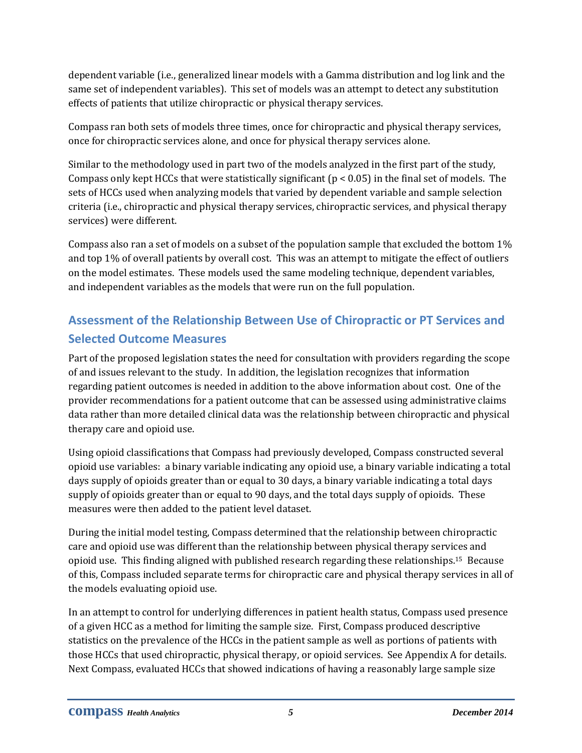dependent variable (i.e., generalized linear models with a Gamma distribution and log link and the same set of independent variables). This set of models was an attempt to detect any substitution effects of patients that utilize chiropractic or physical therapy services.

Compass ran both sets of models three times, once for chiropractic and physical therapy services, once for chiropractic services alone, and once for physical therapy services alone.

Similar to the methodology used in part two of the models analyzed in the first part of the study, Compass only kept HCCs that were statistically significant ($p < 0.05$) in the final set of models. The sets of HCCs used when analyzing models that varied by dependent variable and sample selection criteria (i.e., chiropractic and physical therapy services, chiropractic services, and physical therapy services) were different.

Compass also ran a set of models on a subset of the population sample that excluded the bottom 1% and top 1% of overall patients by overall cost. This was an attempt to mitigate the effect of outliers on the model estimates. These models used the same modeling technique, dependent variables, and independent variables as the models that were run on the full population.

## Assessment of the Relationship Between Use of Chiropractic or PT Services and Selected Outcome Measures

Part of the proposed legislation states the need for consultation with providers regarding the scope of and issues relevant to the study. In addition, the legislation recognizes that information regarding patient outcomes is needed in addition to the above information about cost. One of the provider recommendations for a patient outcome that can be assessed using administrative claims data rather than more detailed clinical data was the relationship between chiropractic and physical therapy care and opioid use.

Using opioid classifications that Compass had previously developed, Compass constructed several opioid use variables: a binary variable indicating any opioid use, a binary variable indicating a total days supply of opioids greater than or equal to 30 days, a binary variable indicating a total days supply of opioids greater than or equal to 90 days, and the total days supply of opioids. These measures were then added to the patient level dataset.

During the initial model testing, Compass determined that the relationship between chiropractic care and opioid use was different than the relationship between physical therapy services and opioid use. This finding aligned with published research regarding these relationships.[15] Because of this, Compass included separate terms for chiropractic care and physical therapy services in all of the models evaluating opioid use.

In an attempt to control for underlying differences in patient health status, Compass used presence of a given HCC as a method for limiting the sample size. First, Compass produced descriptive statistics on the prevalence of the HCCs in the patient sample as well as portions of patients with those HCCs that used chiropractic, physical therapy, or opioid services. See Appendix A for details. Next Compass, evaluated HCCs that showed indications of having a reasonably large sample size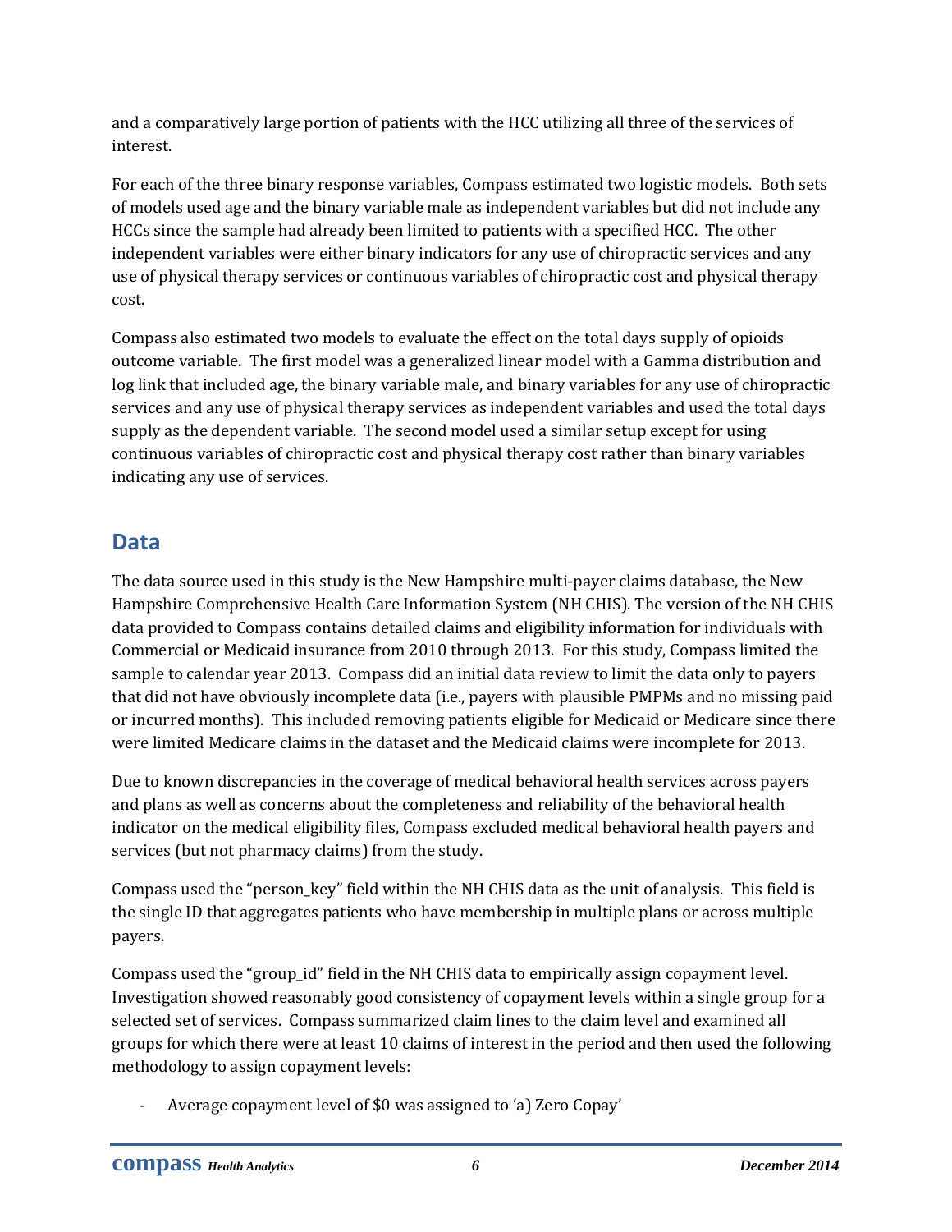and a comparatively large portion of patients with the HCC utilizing all three of the services of interest.

For each of the three binary response variables, Compass estimated two logistic models. Both sets of models used age and the binary variable male as independent variables but did not include any HCCs since the sample had already been limited to patients with a specified HCC. The other independent variables were either binary indicators for any use of chiropractic services and any use of physical therapy services or continuous variables of chiropractic cost and physical therapy cost.

Compass also estimated two models to evaluate the effect on the total days supply of opioids outcome variable. The first model was a generalized linear model with a Gamma distribution and log link that included age, the binary variable male, and binary variables for any use of chiropractic services and any use of physical therapy services as independent variables and used the total days supply as the dependent variable. The second model used a similar setup except for using continuous variables of chiropractic cost and physical therapy cost rather than binary variables indicating any use of services.

## Data

The data source used in this study is the New Hampshire multi-payer claims database, the New Hampshire Comprehensive Health Care Information System (NH CHIS). The version of the NH CHIS data provided to Compass contains detailed claims and eligibility information for individuals with Commercial or Medicaid insurance from 2010 through 2013. For this study, Compass limited the sample to calendar year 2013. Compass did an initial data review to limit the data only to payers that did not have obviously incomplete data (i.e., payers with plausible PMPMs and no missing paid or incurred months). This included removing patients eligible for Medicaid or Medicare since there were limited Medicare claims in the dataset and the Medicaid claims were incomplete for 2013.

Due to known discrepancies in the coverage of medical behavioral health services across payers and plans as well as concerns about the completeness and reliability of the behavioral health indicator on the medical eligibility files, Compass excluded medical behavioral health payers and services (but not pharmacy claims) from the study.

Compass used the "person_key" field within the NH CHIS data as the unit of analysis. This field is the single ID that aggregates patients who have membership in multiple plans or across multiple payers.

Compass used the "group_id" field in the NH CHIS data to empirically assign copayment level. Investigation showed reasonably good consistency of copayment levels within a single group for a selected set of services. Compass summarized claim lines to the claim level and examined all groups for which there were at least 10 claims of interest in the period and then used the following methodology to assign copayment levels:

- Average copayment level of $0 was assigned to 'a) Zero Copay'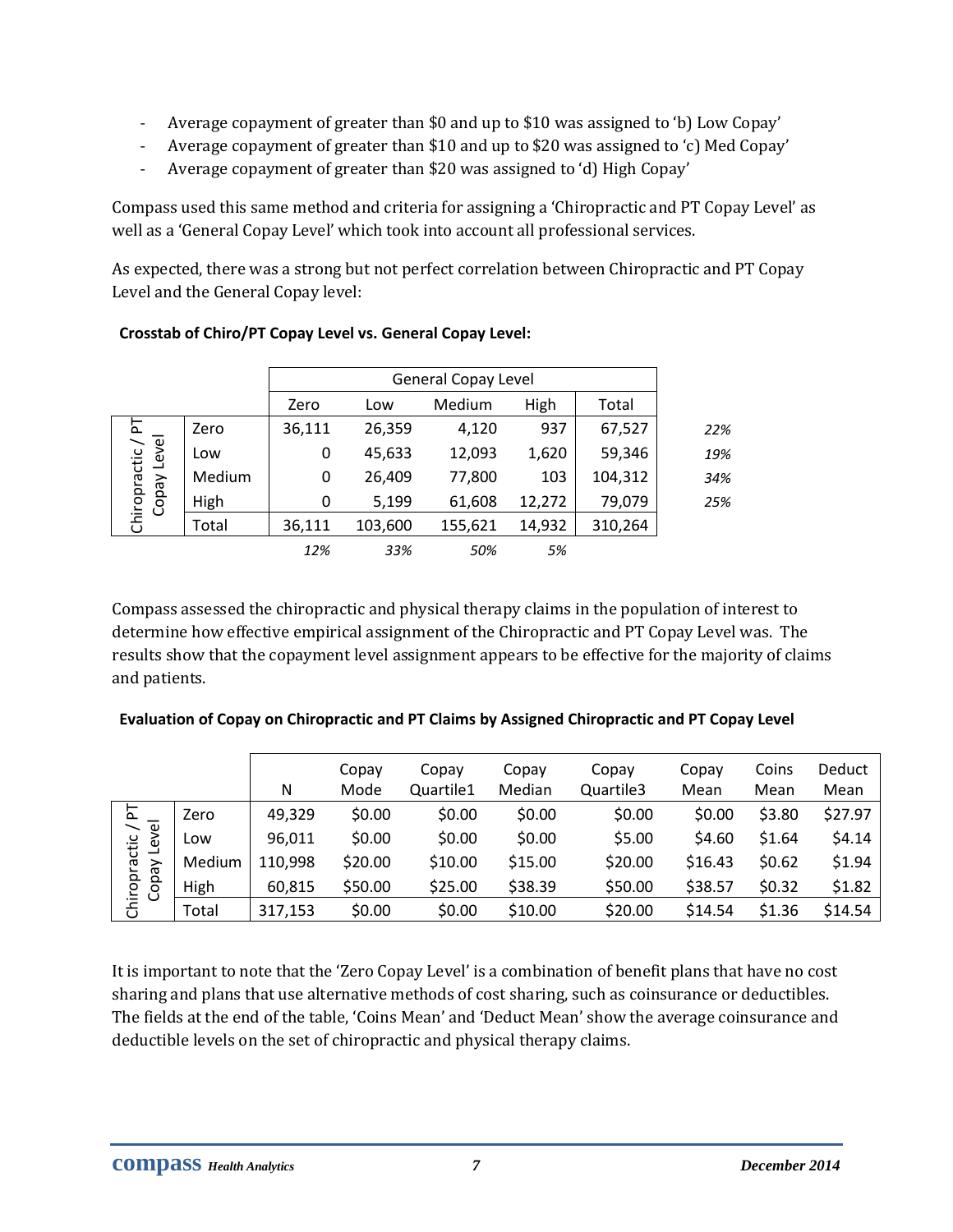- Average copayment of greater than $0 and up to $10 was assigned to 'b) Low Copay'
- Average copayment of greater than $10 and up to $20 was assigned to 'c) Med Copay'
- Average copayment of greater than $20 was assigned to 'd) High Copay'

Compass used this same method and criteria for assigning a 'Chiropractic and PT Copay Level' as well as a 'General Copay Level' which took into account all professional services.

As expected, there was a strong but not perfect correlation between Chiropractic and PT Copay Level and the General Copay level:

**Crosstab of Chiro/PT Copay Level vs. General Copay Level:**

| | | General Copay Level | | | | | |
|---|---|---|---|---|---|---|---|
| | | Zero | Low | Medium | High | Total | |
| Chiropractic / PT Copay Level | Zero | 36,111 | 26,359 | 4,120 | 937 | 67,527 | *22%* |
| | Low | 0 | 45,633 | 12,093 | 1,620 | 59,346 | *19%* |
| | Medium | 0 | 26,409 | 77,800 | 103 | 104,312 | *34%* |
| | High | 0 | 5,199 | 61,608 | 12,272 | 79,079 | *25%* |
| | Total | 36,111 | 103,600 | 155,621 | 14,932 | 310,264 | |
| | | *12%* | *33%* | *50%* | *5%* | | |

Compass assessed the chiropractic and physical therapy claims in the population of interest to determine how effective empirical assignment of the Chiropractic and PT Copay Level was. The results show that the copayment level assignment appears to be effective for the majority of claims and patients.

**Evaluation of Copay on Chiropractic and PT Claims by Assigned Chiropractic and PT Copay Level**

| | | N | Copay Mode | Copay Quartile1 | Copay Median | Copay Quartile3 | Copay Mean | Coins Mean | Deduct Mean |
|---|---|---|---|---|---|---|---|---|---|
| Chiropractic / PT Copay Level | Zero | 49,329 | $0.00 | $0.00 | $0.00 | $0.00 | $0.00 | $3.80 | $27.97 |
| | Low | 96,011 | $0.00 | $0.00 | $0.00 | $5.00 | $4.60 | $1.64 | $4.14 |
| | Medium | 110,998 | $20.00 | $10.00 | $15.00 | $20.00 | $16.43 | $0.62 | $1.94 |
| | High | 60,815 | $50.00 | $25.00 | $38.39 | $50.00 | $38.57 | $0.32 | $1.82 |
| | Total | 317,153 | $0.00 | $0.00 | $10.00 | $20.00 | $14.54 | $1.36 | $14.54 |

It is important to note that the 'Zero Copay Level' is a combination of benefit plans that have no cost sharing and plans that use alternative methods of cost sharing, such as coinsurance or deductibles. The fields at the end of the table, 'Coins Mean' and 'Deduct Mean' show the average coinsurance and deductible levels on the set of chiropractic and physical therapy claims.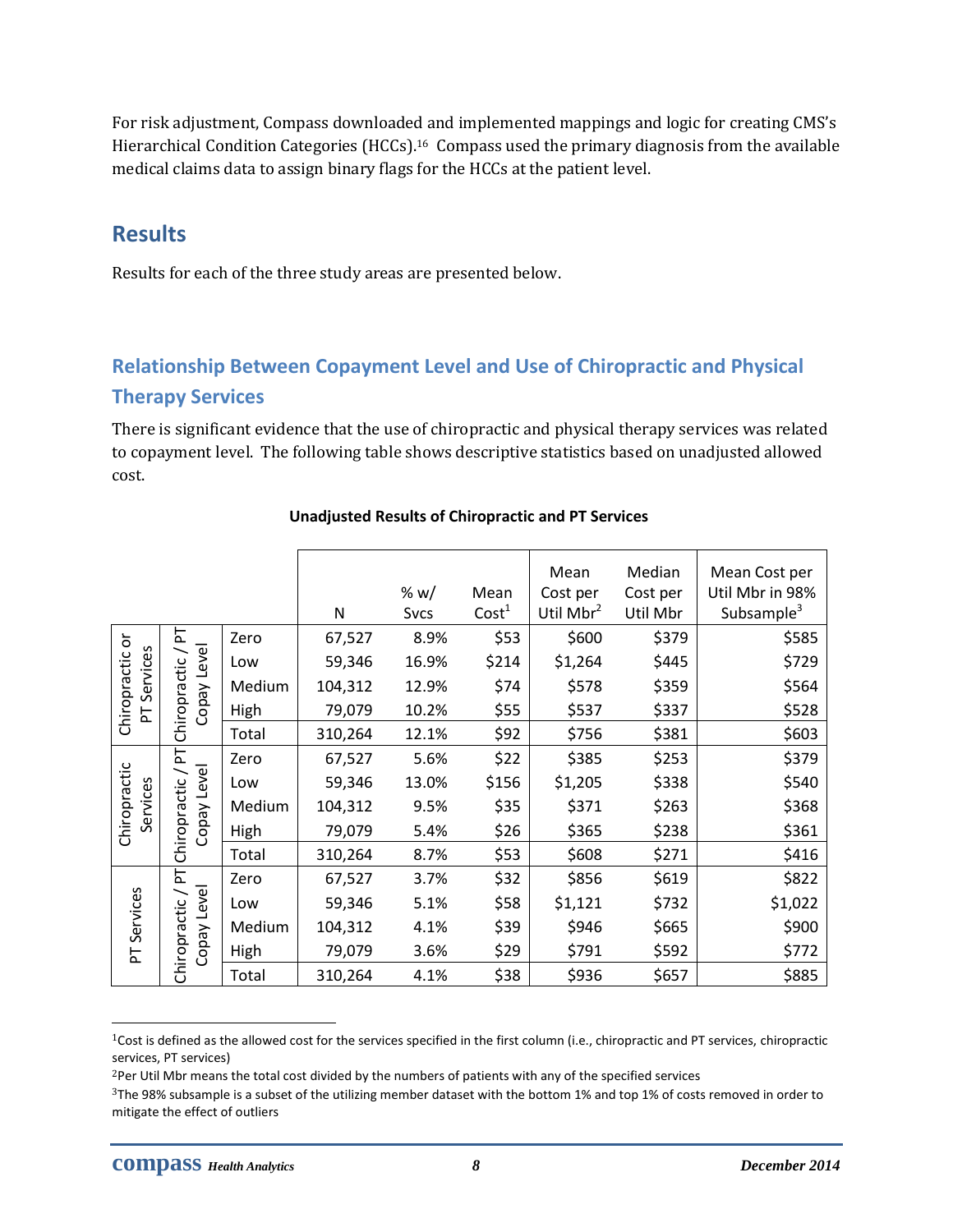For risk adjustment, Compass downloaded and implemented mappings and logic for creating CMS's Hierarchical Condition Categories (HCCs).[16] Compass used the primary diagnosis from the available medical claims data to assign binary flags for the HCCs at the patient level.

## Results

Results for each of the three study areas are presented below.

### Relationship Between Copayment Level and Use of Chiropractic and Physical Therapy Services

There is significant evidence that the use of chiropractic and physical therapy services was related to copayment level. The following table shows descriptive statistics based on unadjusted allowed cost.

**Unadjusted Results of Chiropractic and PT Services**

| | | | N | % w/ Svcs | Mean Cost[1] | Mean Cost per Util Mbr[2] | Median Cost per Util Mbr | Mean Cost per Util Mbr in 98% Subsample[3] |
|---|---|---|---|---|---|---|---|---|
| Chiropractic or PT Services | Chiropractic / PT Copay Level | Zero | 67,527 | 8.9% | $53 | $600 | $379 | $585 |
| | | Low | 59,346 | 16.9% | $214 | $1,264 | $445 | $729 |
| | | Medium | 104,312 | 12.9% | $74 | $578 | $359 | $564 |
| | | High | 79,079 | 10.2% | $55 | $537 | $337 | $528 |
| | | Total | 310,264 | 12.1% | $92 | $756 | $381 | $603 |
| Chiropractic Services | Chiropractic / PT Copay Level | Zero | 67,527 | 5.6% | $22 | $385 | $253 | $379 |
| | | Low | 59,346 | 13.0% | $156 | $1,205 | $338 | $540 |
| | | Medium | 104,312 | 9.5% | $35 | $371 | $263 | $368 |
| | | High | 79,079 | 5.4% | $26 | $365 | $238 | $361 |
| | | Total | 310,264 | 8.7% | $53 | $608 | $271 | $416 |
| PT Services | Chiropractic / PT Copay Level | Zero | 67,527 | 3.7% | $32 | $856 | $619 | $822 |
| | | Low | 59,346 | 5.1% | $58 | $1,121 | $732 | $1,022 |
| | | Medium | 104,312 | 4.1% | $39 | $946 | $665 | $900 |
| | | High | 79,079 | 3.6% | $29 | $791 | $592 | $772 |
| | | Total | 310,264 | 4.1% | $38 | $936 | $657 | $885 |

[1]Cost is defined as the allowed cost for the services specified in the first column (i.e., chiropractic and PT services, chiropractic services, PT services)

[2]Per Util Mbr means the total cost divided by the numbers of patients with any of the specified services

[3]The 98% subsample is a subset of the utilizing member dataset with the bottom 1% and top 1% of costs removed in order to mitigate the effect of outliers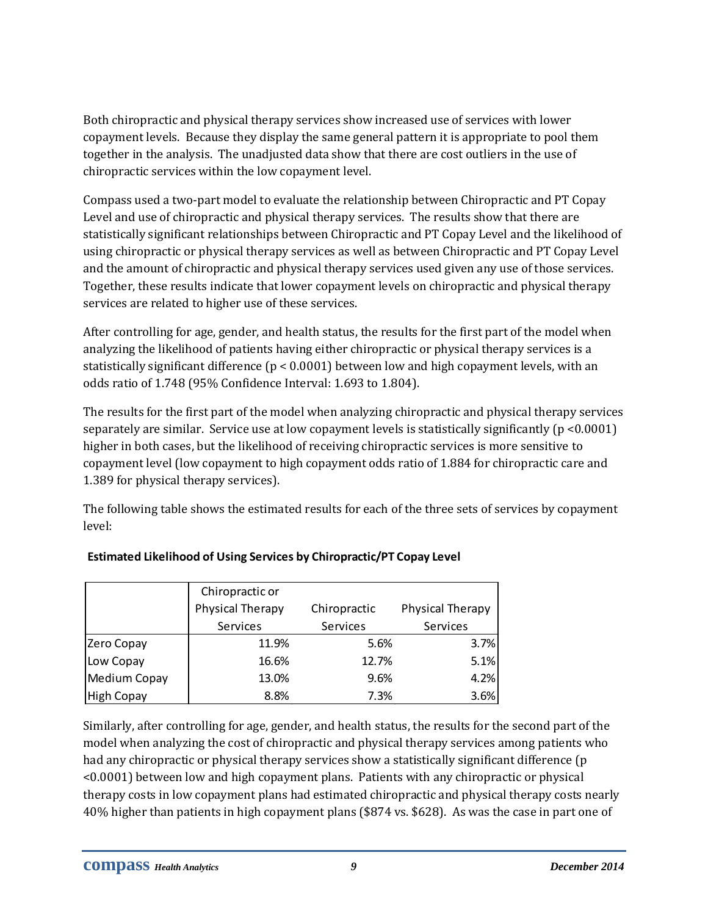Both chiropractic and physical therapy services show increased use of services with lower copayment levels. Because they display the same general pattern it is appropriate to pool them together in the analysis. The unadjusted data show that there are cost outliers in the use of chiropractic services within the low copayment level.

Compass used a two-part model to evaluate the relationship between Chiropractic and PT Copay Level and use of chiropractic and physical therapy services. The results show that there are statistically significant relationships between Chiropractic and PT Copay Level and the likelihood of using chiropractic or physical therapy services as well as between Chiropractic and PT Copay Level and the amount of chiropractic and physical therapy services used given any use of those services. Together, these results indicate that lower copayment levels on chiropractic and physical therapy services are related to higher use of these services.

After controlling for age, gender, and health status, the results for the first part of the model when analyzing the likelihood of patients having either chiropractic or physical therapy services is a statistically significant difference ($p < 0.0001$) between low and high copayment levels, with an odds ratio of 1.748 (95% Confidence Interval: 1.693 to 1.804).

The results for the first part of the model when analyzing chiropractic and physical therapy services separately are similar. Service use at low copayment levels is statistically significantly ($p < 0.0001$) higher in both cases, but the likelihood of receiving chiropractic services is more sensitive to copayment level (low copayment to high copayment odds ratio of 1.884 for chiropractic care and 1.389 for physical therapy services).

The following table shows the estimated results for each of the three sets of services by copayment level:

**Estimated Likelihood of Using Services by Chiropractic/PT Copay Level**

| | Chiropractic or Physical Therapy Services | Chiropractic Services | Physical Therapy Services |
|---|---|---|---|
| Zero Copay | 11.9% | 5.6% | 3.7% |
| Low Copay | 16.6% | 12.7% | 5.1% |
| Medium Copay | 13.0% | 9.6% | 4.2% |
| High Copay | 8.8% | 7.3% | 3.6% |

Similarly, after controlling for age, gender, and health status, the results for the second part of the model when analyzing the cost of chiropractic and physical therapy services among patients who had any chiropractic or physical therapy services show a statistically significant difference ($p < 0.0001$) between low and high copayment plans. Patients with any chiropractic or physical therapy costs in low copayment plans had estimated chiropractic and physical therapy costs nearly 40% higher than patients in high copayment plans ($874 vs. $628). As was the case in part one of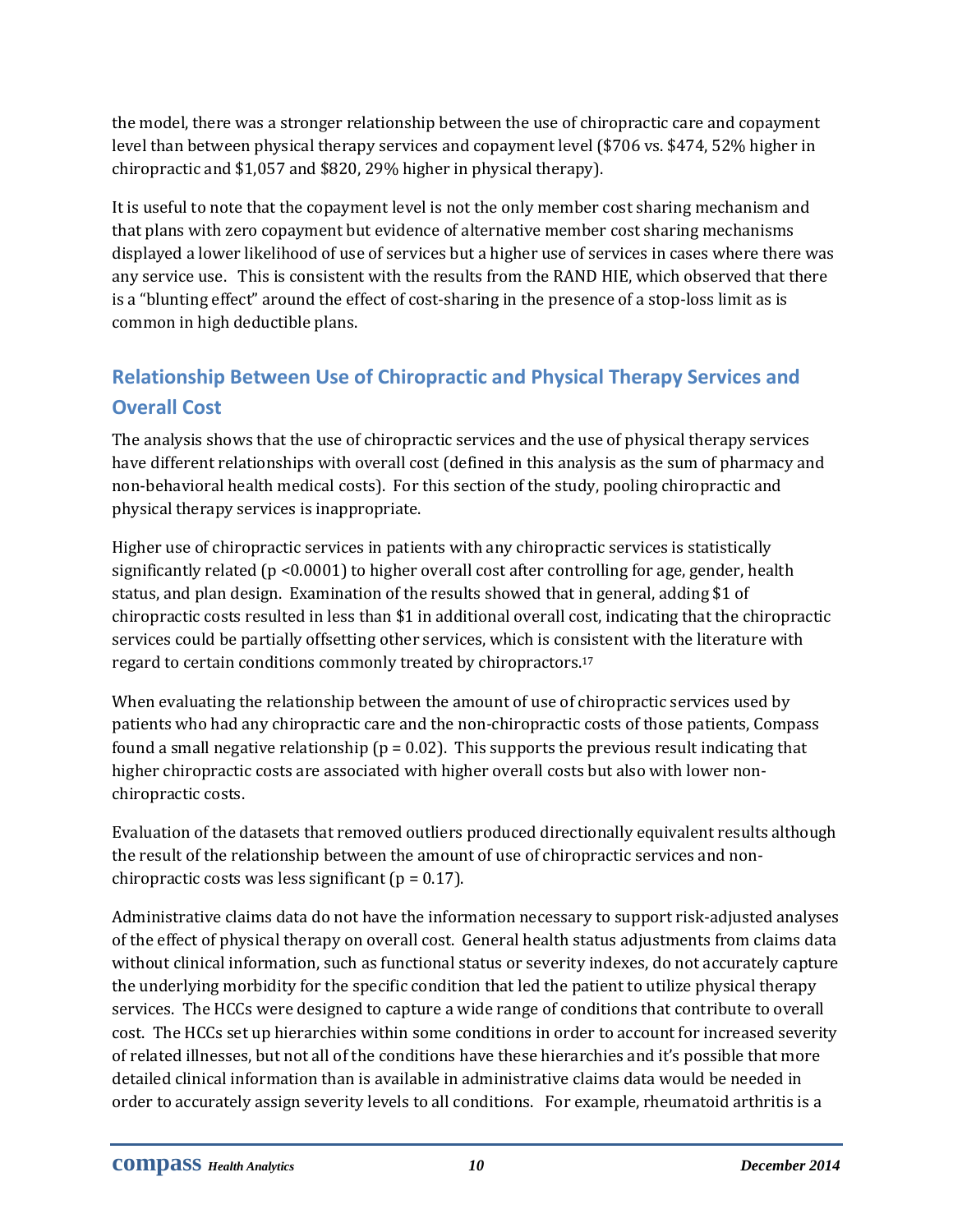the model, there was a stronger relationship between the use of chiropractic care and copayment level than between physical therapy services and copayment level ($706 vs. $474, 52% higher in chiropractic and $1,057 and $820, 29% higher in physical therapy).

It is useful to note that the copayment level is not the only member cost sharing mechanism and that plans with zero copayment but evidence of alternative member cost sharing mechanisms displayed a lower likelihood of use of services but a higher use of services in cases where there was any service use. This is consistent with the results from the RAND HIE, which observed that there is a "blunting effect" around the effect of cost-sharing in the presence of a stop-loss limit as is common in high deductible plans.

## Relationship Between Use of Chiropractic and Physical Therapy Services and Overall Cost

The analysis shows that the use of chiropractic services and the use of physical therapy services have different relationships with overall cost (defined in this analysis as the sum of pharmacy and non-behavioral health medical costs). For this section of the study, pooling chiropractic and physical therapy services is inappropriate.

Higher use of chiropractic services in patients with any chiropractic services is statistically significantly related ($p < 0.0001$) to higher overall cost after controlling for age, gender, health status, and plan design. Examination of the results showed that in general, adding $1 of chiropractic costs resulted in less than $1 in additional overall cost, indicating that the chiropractic services could be partially offsetting other services, which is consistent with the literature with regard to certain conditions commonly treated by chiropractors.[17]

When evaluating the relationship between the amount of use of chiropractic services used by patients who had any chiropractic care and the non-chiropractic costs of those patients, Compass found a small negative relationship ($p = 0.02$). This supports the previous result indicating that higher chiropractic costs are associated with higher overall costs but also with lower non-chiropractic costs.

Evaluation of the datasets that removed outliers produced directionally equivalent results although the result of the relationship between the amount of use of chiropractic services and non-chiropractic costs was less significant ($p = 0.17$).

Administrative claims data do not have the information necessary to support risk-adjusted analyses of the effect of physical therapy on overall cost. General health status adjustments from claims data without clinical information, such as functional status or severity indexes, do not accurately capture the underlying morbidity for the specific condition that led the patient to utilize physical therapy services. The HCCs were designed to capture a wide range of conditions that contribute to overall cost. The HCCs set up hierarchies within some conditions in order to account for increased severity of related illnesses, but not all of the conditions have these hierarchies and it's possible that more detailed clinical information than is available in administrative claims data would be needed in order to accurately assign severity levels to all conditions. For example, rheumatoid arthritis is a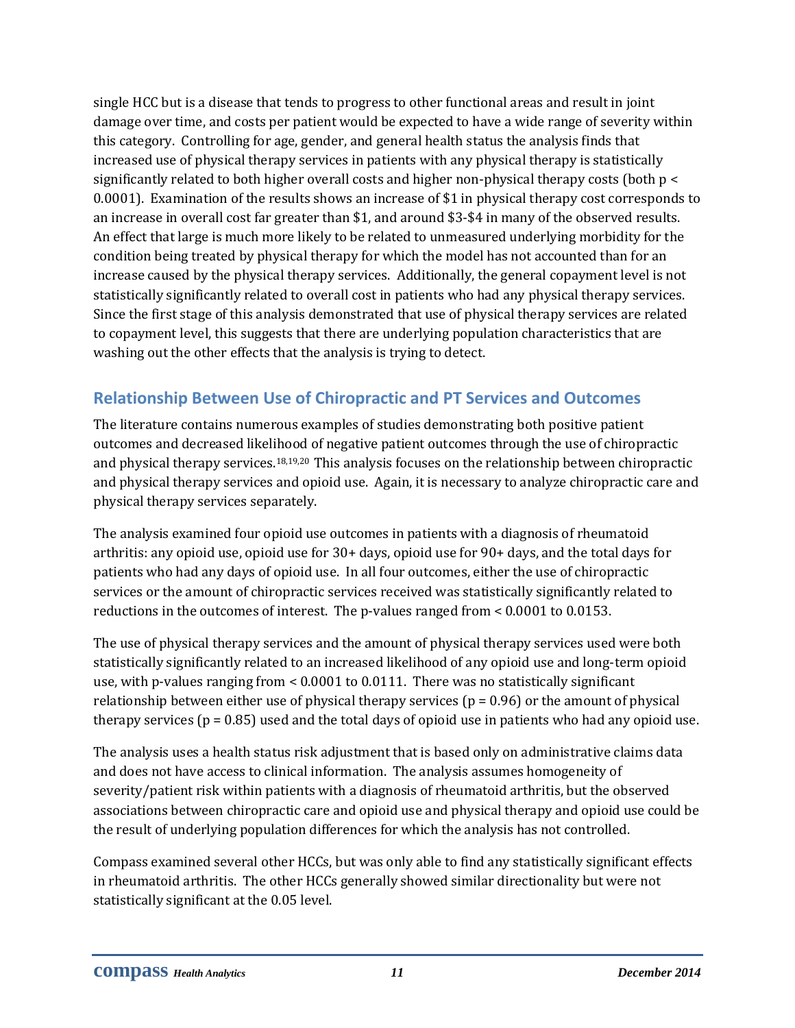single HCC but is a disease that tends to progress to other functional areas and result in joint damage over time, and costs per patient would be expected to have a wide range of severity within this category. Controlling for age, gender, and general health status the analysis finds that increased use of physical therapy services in patients with any physical therapy is statistically significantly related to both higher overall costs and higher non-physical therapy costs (both $p < 0.0001$). Examination of the results shows an increase of $1 in physical therapy cost corresponds to an increase in overall cost far greater than $1, and around $3-$4 in many of the observed results. An effect that large is much more likely to be related to unmeasured underlying morbidity for the condition being treated by physical therapy for which the model has not accounted than for an increase caused by the physical therapy services. Additionally, the general copayment level is not statistically significantly related to overall cost in patients who had any physical therapy services. Since the first stage of this analysis demonstrated that use of physical therapy services are related to copayment level, this suggests that there are underlying population characteristics that are washing out the other effects that the analysis is trying to detect.

## Relationship Between Use of Chiropractic and PT Services and Outcomes

The literature contains numerous examples of studies demonstrating both positive patient outcomes and decreased likelihood of negative patient outcomes through the use of chiropractic and physical therapy services.[18,19,20] This analysis focuses on the relationship between chiropractic and physical therapy services and opioid use. Again, it is necessary to analyze chiropractic care and physical therapy services separately.

The analysis examined four opioid use outcomes in patients with a diagnosis of rheumatoid arthritis: any opioid use, opioid use for 30+ days, opioid use for 90+ days, and the total days for patients who had any days of opioid use. In all four outcomes, either the use of chiropractic services or the amount of chiropractic services received was statistically significantly related to reductions in the outcomes of interest. The p-values ranged from < 0.0001 to 0.0153.

The use of physical therapy services and the amount of physical therapy services used were both statistically significantly related to an increased likelihood of any opioid use and long-term opioid use, with p-values ranging from < 0.0001 to 0.0111. There was no statistically significant relationship between either use of physical therapy services ($p = 0.96$) or the amount of physical therapy services ($p = 0.85$) used and the total days of opioid use in patients who had any opioid use.

The analysis uses a health status risk adjustment that is based only on administrative claims data and does not have access to clinical information. The analysis assumes homogeneity of severity/patient risk within patients with a diagnosis of rheumatoid arthritis, but the observed associations between chiropractic care and opioid use and physical therapy and opioid use could be the result of underlying population differences for which the analysis has not controlled.

Compass examined several other HCCs, but was only able to find any statistically significant effects in rheumatoid arthritis. The other HCCs generally showed similar directionality but were not statistically significant at the 0.05 level.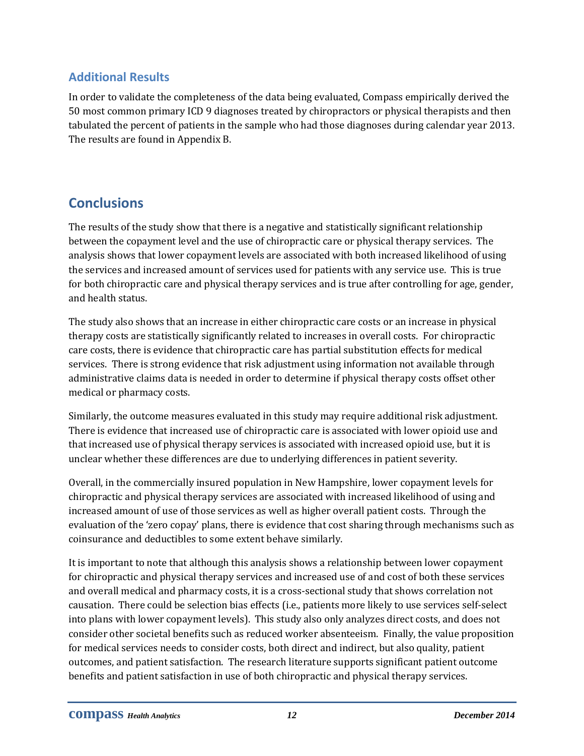### Additional Results

In order to validate the completeness of the data being evaluated, Compass empirically derived the 50 most common primary ICD 9 diagnoses treated by chiropractors or physical therapists and then tabulated the percent of patients in the sample who had those diagnoses during calendar year 2013. The results are found in Appendix B.

## Conclusions

The results of the study show that there is a negative and statistically significant relationship between the copayment level and the use of chiropractic care or physical therapy services. The analysis shows that lower copayment levels are associated with both increased likelihood of using the services and increased amount of services used for patients with any service use. This is true for both chiropractic care and physical therapy services and is true after controlling for age, gender, and health status.

The study also shows that an increase in either chiropractic care costs or an increase in physical therapy costs are statistically significantly related to increases in overall costs. For chiropractic care costs, there is evidence that chiropractic care has partial substitution effects for medical services. There is strong evidence that risk adjustment using information not available through administrative claims data is needed in order to determine if physical therapy costs offset other medical or pharmacy costs.

Similarly, the outcome measures evaluated in this study may require additional risk adjustment. There is evidence that increased use of chiropractic care is associated with lower opioid use and that increased use of physical therapy services is associated with increased opioid use, but it is unclear whether these differences are due to underlying differences in patient severity.

Overall, in the commercially insured population in New Hampshire, lower copayment levels for chiropractic and physical therapy services are associated with increased likelihood of using and increased amount of use of those services as well as higher overall patient costs. Through the evaluation of the 'zero copay' plans, there is evidence that cost sharing through mechanisms such as coinsurance and deductibles to some extent behave similarly.

It is important to note that although this analysis shows a relationship between lower copayment for chiropractic and physical therapy services and increased use of and cost of both these services and overall medical and pharmacy costs, it is a cross-sectional study that shows correlation not causation. There could be selection bias effects (i.e., patients more likely to use services self-select into plans with lower copayment levels). This study also only analyzes direct costs, and does not consider other societal benefits such as reduced worker absenteeism. Finally, the value proposition for medical services needs to consider costs, both direct and indirect, but also quality, patient outcomes, and patient satisfaction. The research literature supports significant patient outcome benefits and patient satisfaction in use of both chiropractic and physical therapy services.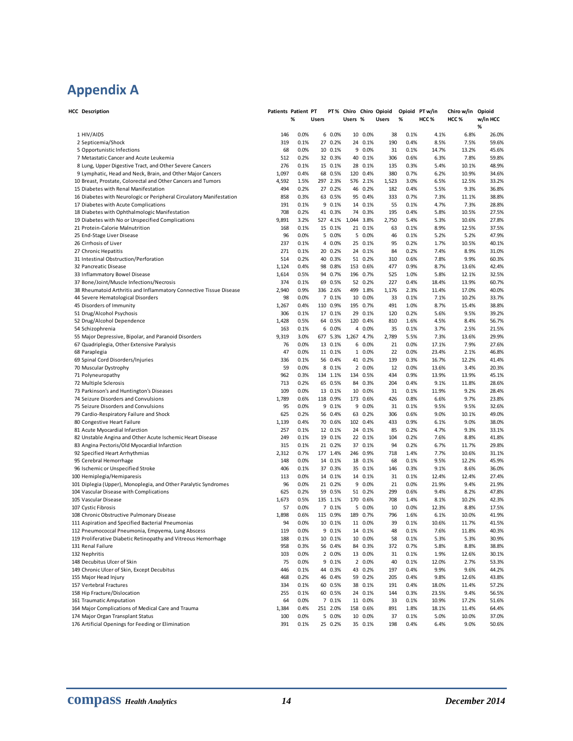# Appendix A

| HCC | Description | Patients | Patient % | PT Users | PT % | Chiro Users | Chiro % | Opioid Users | Opioid % | PT w/in HCC % | Chiro w/in HCC % | Opioid w/in HCC % |
|---|---|---|---|---|---|---|---|---|---|---|---|---|
| 1 | HIV/AIDS | 146 | 0.0% | 6 | 0.0% | 10 | 0.0% | 38 | 0.1% | 4.1% | 6.8% | 26.0% |
| 2 | Septicemia/Shock | 319 | 0.1% | 27 | 0.2% | 24 | 0.1% | 190 | 0.4% | 8.5% | 7.5% | 59.6% |
| 5 | Opportunistic Infections | 68 | 0.0% | 10 | 0.1% | 9 | 0.0% | 31 | 0.1% | 14.7% | 13.2% | 45.6% |
| 7 | Metastatic Cancer and Acute Leukemia | 512 | 0.2% | 32 | 0.3% | 40 | 0.1% | 306 | 0.6% | 6.3% | 7.8% | 59.8% |
| 8 | Lung, Upper Digestive Tract, and Other Severe Cancers | 276 | 0.1% | 15 | 0.1% | 28 | 0.1% | 135 | 0.3% | 5.4% | 10.1% | 48.9% |
| 9 | Lymphatic, Head and Neck, Brain, and Other Major Cancers | 1,097 | 0.4% | 68 | 0.5% | 120 | 0.4% | 380 | 0.7% | 6.2% | 10.9% | 34.6% |
| 10 | Breast, Prostate, Colorectal and Other Cancers and Tumors | 4,592 | 1.5% | 297 | 2.3% | 576 | 2.1% | 1,523 | 3.0% | 6.5% | 12.5% | 33.2% |
| 15 | Diabetes with Renal Manifestation | 494 | 0.2% | 27 | 0.2% | 46 | 0.2% | 182 | 0.4% | 5.5% | 9.3% | 36.8% |
| 16 | Diabetes with Neurologic or Peripheral Circulatory Manifestation | 858 | 0.3% | 63 | 0.5% | 95 | 0.4% | 333 | 0.7% | 7.3% | 11.1% | 38.8% |
| 17 | Diabetes with Acute Complications | 191 | 0.1% | 9 | 0.1% | 14 | 0.1% | 55 | 0.1% | 4.7% | 7.3% | 28.8% |
| 18 | Diabetes with Ophthalmologic Manifestation | 708 | 0.2% | 41 | 0.3% | 74 | 0.3% | 195 | 0.4% | 5.8% | 10.5% | 27.5% |
| 19 | Diabetes with No or Unspecified Complications | 9,891 | 3.2% | 527 | 4.1% | 1,044 | 3.8% | 2,750 | 5.4% | 5.3% | 10.6% | 27.8% |
| 21 | Protein-Calorie Malnutrition | 168 | 0.1% | 15 | 0.1% | 21 | 0.1% | 63 | 0.1% | 8.9% | 12.5% | 37.5% |
| 25 | End-Stage Liver Disease | 96 | 0.0% | 5 | 0.0% | 5 | 0.0% | 46 | 0.1% | 5.2% | 5.2% | 47.9% |
| 26 | Cirrhosis of Liver | 237 | 0.1% | 4 | 0.0% | 25 | 0.1% | 95 | 0.2% | 1.7% | 10.5% | 40.1% |
| 27 | Chronic Hepatitis | 271 | 0.1% | 20 | 0.2% | 24 | 0.1% | 84 | 0.2% | 7.4% | 8.9% | 31.0% |
| 31 | Intestinal Obstruction/Perforation | 514 | 0.2% | 40 | 0.3% | 51 | 0.2% | 310 | 0.6% | 7.8% | 9.9% | 60.3% |
| 32 | Pancreatic Disease | 1,124 | 0.4% | 98 | 0.8% | 153 | 0.6% | 477 | 0.9% | 8.7% | 13.6% | 42.4% |
| 33 | Inflammatory Bowel Disease | 1,614 | 0.5% | 94 | 0.7% | 196 | 0.7% | 525 | 1.0% | 5.8% | 12.1% | 32.5% |
| 37 | Bone/Joint/Muscle Infections/Necrosis | 374 | 0.1% | 69 | 0.5% | 52 | 0.2% | 227 | 0.4% | 18.4% | 13.9% | 60.7% |
| 38 | Rheumatoid Arthritis and Inflammatory Connective Tissue Disease | 2,940 | 0.9% | 336 | 2.6% | 499 | 1.8% | 1,176 | 2.3% | 11.4% | 17.0% | 40.0% |
| 44 | Severe Hematological Disorders | 98 | 0.0% | 7 | 0.1% | 10 | 0.0% | 33 | 0.1% | 7.1% | 10.2% | 33.7% |
| 45 | Disorders of Immunity | 1,267 | 0.4% | 110 | 0.9% | 195 | 0.7% | 491 | 1.0% | 8.7% | 15.4% | 38.8% |
| 51 | Drug/Alcohol Psychosis | 306 | 0.1% | 17 | 0.1% | 29 | 0.1% | 120 | 0.2% | 5.6% | 9.5% | 39.2% |
| 52 | Drug/Alcohol Dependence | 1,428 | 0.5% | 64 | 0.5% | 120 | 0.4% | 810 | 1.6% | 4.5% | 8.4% | 56.7% |
| 54 | Schizophrenia | 163 | 0.1% | 6 | 0.0% | 4 | 0.0% | 35 | 0.1% | 3.7% | 2.5% | 21.5% |
| 55 | Major Depressive, Bipolar, and Paranoid Disorders | 9,319 | 3.0% | 677 | 5.3% | 1,267 | 4.7% | 2,789 | 5.5% | 7.3% | 13.6% | 29.9% |
| 67 | Quadriplegia, Other Extensive Paralysis | 76 | 0.0% | 13 | 0.1% | 6 | 0.0% | 21 | 0.0% | 17.1% | 7.9% | 27.6% |
| 68 | Paraplegia | 47 | 0.0% | 11 | 0.1% | 1 | 0.0% | 22 | 0.0% | 23.4% | 2.1% | 46.8% |
| 69 | Spinal Cord Disorders/Injuries | 336 | 0.1% | 56 | 0.4% | 41 | 0.2% | 139 | 0.3% | 16.7% | 12.2% | 41.4% |
| 70 | Muscular Dystrophy | 59 | 0.0% | 8 | 0.1% | 2 | 0.0% | 12 | 0.0% | 13.6% | 3.4% | 20.3% |
| 71 | Polyneuropathy | 962 | 0.3% | 134 | 1.1% | 134 | 0.5% | 434 | 0.9% | 13.9% | 13.9% | 45.1% |
| 72 | Multiple Sclerosis | 713 | 0.2% | 65 | 0.5% | 84 | 0.3% | 204 | 0.4% | 9.1% | 11.8% | 28.6% |
| 73 | Parkinson's and Huntington's Diseases | 109 | 0.0% | 13 | 0.1% | 10 | 0.0% | 31 | 0.1% | 11.9% | 9.2% | 28.4% |
| 74 | Seizure Disorders and Convulsions | 1,789 | 0.6% | 118 | 0.9% | 173 | 0.6% | 426 | 0.8% | 6.6% | 9.7% | 23.8% |
| 75 | Seizure Disorders and Convulsions | 95 | 0.0% | 9 | 0.1% | 9 | 0.0% | 31 | 0.1% | 9.5% | 9.5% | 32.6% |
| 79 | Cardio-Respiratory Failure and Shock | 625 | 0.2% | 56 | 0.4% | 63 | 0.2% | 306 | 0.6% | 9.0% | 10.1% | 49.0% |
| 80 | Congestive Heart Failure | 1,139 | 0.4% | 70 | 0.6% | 102 | 0.4% | 433 | 0.9% | 6.1% | 9.0% | 38.0% |
| 81 | Acute Myocardial Infarction | 257 | 0.1% | 12 | 0.1% | 24 | 0.1% | 85 | 0.2% | 4.7% | 9.3% | 33.1% |
| 82 | Unstable Angina and Other Acute Ischemic Heart Disease | 249 | 0.1% | 19 | 0.1% | 22 | 0.1% | 104 | 0.2% | 7.6% | 8.8% | 41.8% |
| 83 | Angina Pectoris/Old Myocardial Infarction | 315 | 0.1% | 21 | 0.2% | 37 | 0.1% | 94 | 0.2% | 6.7% | 11.7% | 29.8% |
| 92 | Specified Heart Arrhythmias | 2,312 | 0.7% | 177 | 1.4% | 246 | 0.9% | 718 | 1.4% | 7.7% | 10.6% | 31.1% |
| 95 | Cerebral Hemorrhage | 148 | 0.0% | 14 | 0.1% | 18 | 0.1% | 68 | 0.1% | 9.5% | 12.2% | 45.9% |
| 96 | Ischemic or Unspecified Stroke | 406 | 0.1% | 37 | 0.3% | 35 | 0.1% | 146 | 0.3% | 9.1% | 8.6% | 36.0% |
| 100 | Hemiplegia/Hemiparesis | 113 | 0.0% | 14 | 0.1% | 14 | 0.1% | 31 | 0.1% | 12.4% | 12.4% | 27.4% |
| 101 | Diplegia (Upper), Monoplegia, and Other Paralytic Syndromes | 96 | 0.0% | 21 | 0.2% | 9 | 0.0% | 21 | 0.0% | 21.9% | 9.4% | 21.9% |
| 104 | Vascular Disease with Complications | 625 | 0.2% | 59 | 0.5% | 51 | 0.2% | 299 | 0.6% | 9.4% | 8.2% | 47.8% |
| 105 | Vascular Disease | 1,673 | 0.5% | 135 | 1.1% | 170 | 0.6% | 708 | 1.4% | 8.1% | 10.2% | 42.3% |
| 107 | Cystic Fibrosis | 57 | 0.0% | 7 | 0.1% | 5 | 0.0% | 10 | 0.0% | 12.3% | 8.8% | 17.5% |
| 108 | Chronic Obstructive Pulmonary Disease | 1,898 | 0.6% | 115 | 0.9% | 189 | 0.7% | 796 | 1.6% | 6.1% | 10.0% | 41.9% |
| 111 | Aspiration and Specified Bacterial Pneumonias | 94 | 0.0% | 10 | 0.1% | 11 | 0.0% | 39 | 0.1% | 10.6% | 11.7% | 41.5% |
| 112 | Pneumococcal Pneumonia, Empyema, Lung Abscess | 119 | 0.0% | 9 | 0.1% | 14 | 0.1% | 48 | 0.1% | 7.6% | 11.8% | 40.3% |
| 119 | Proliferative Diabetic Retinopathy and Vitreous Hemorrhage | 188 | 0.1% | 10 | 0.1% | 10 | 0.0% | 58 | 0.1% | 5.3% | 5.3% | 30.9% |
| 131 | Renal Failure | 958 | 0.3% | 56 | 0.4% | 84 | 0.3% | 372 | 0.7% | 5.8% | 8.8% | 38.8% |
| 132 | Nephritis | 103 | 0.0% | 2 | 0.0% | 13 | 0.0% | 31 | 0.1% | 1.9% | 12.6% | 30.1% |
| 148 | Decubitus Ulcer of Skin | 75 | 0.0% | 9 | 0.1% | 2 | 0.0% | 40 | 0.1% | 12.0% | 2.7% | 53.3% |
| 149 | Chronic Ulcer of Skin, Except Decubitus | 446 | 0.1% | 44 | 0.3% | 43 | 0.2% | 197 | 0.4% | 9.9% | 9.6% | 44.2% |
| 155 | Major Head Injury | 468 | 0.2% | 46 | 0.4% | 59 | 0.2% | 205 | 0.4% | 9.8% | 12.6% | 43.8% |
| 157 | Vertebral Fractures | 334 | 0.1% | 60 | 0.5% | 38 | 0.1% | 191 | 0.4% | 18.0% | 11.4% | 57.2% |
| 158 | Hip Fracture/Dislocation | 255 | 0.1% | 60 | 0.5% | 24 | 0.1% | 144 | 0.3% | 23.5% | 9.4% | 56.5% |
| 161 | Traumatic Amputation | 64 | 0.0% | 7 | 0.1% | 11 | 0.0% | 33 | 0.1% | 10.9% | 17.2% | 51.6% |
| 164 | Major Complications of Medical Care and Trauma | 1,384 | 0.4% | 251 | 2.0% | 158 | 0.6% | 891 | 1.8% | 18.1% | 11.4% | 64.4% |
| 174 | Major Organ Transplant Status | 100 | 0.0% | 5 | 0.0% | 10 | 0.0% | 37 | 0.1% | 5.0% | 10.0% | 37.0% |
| 176 | Artificial Openings for Feeding or Elimination | 391 | 0.1% | 25 | 0.2% | 35 | 0.1% | 198 | 0.4% | 6.4% | 9.0% | 50.6% |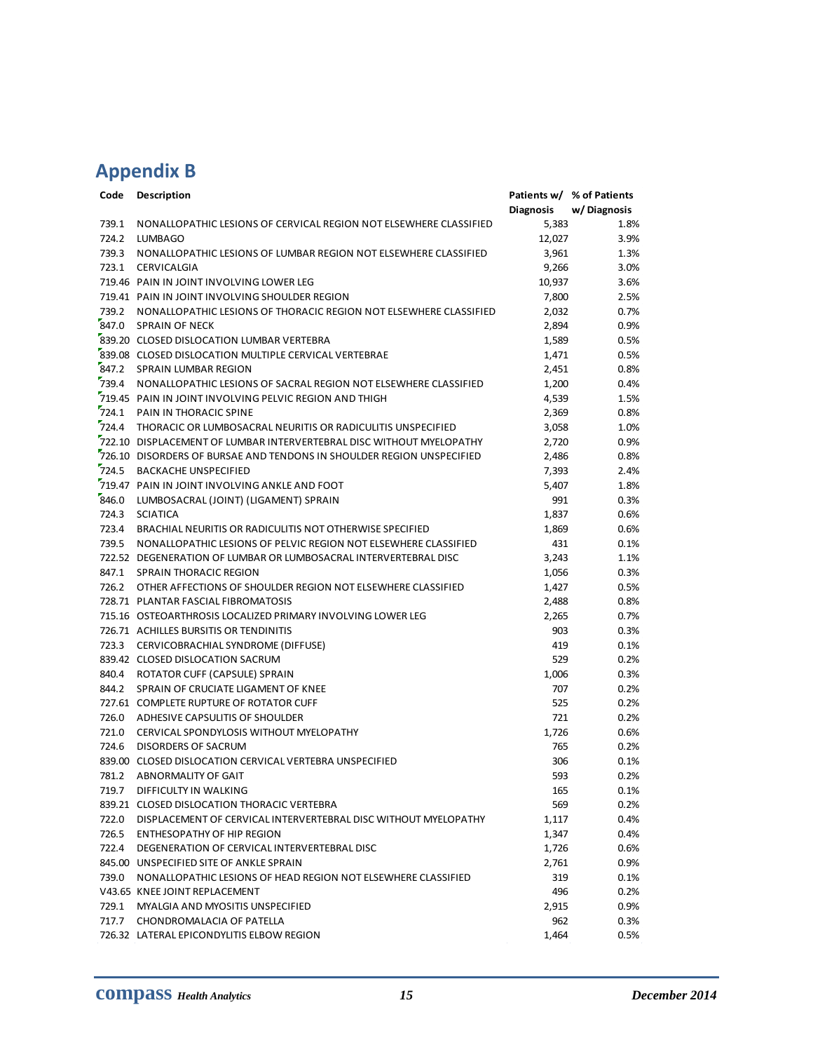## Appendix B

| Code | Description | Patients w/ Diagnosis | % of Patients w/ Diagnosis |
|---|---|---|---|
| 739.1 | NONALLOPATHIC LESIONS OF CERVICAL REGION NOT ELSEWHERE CLASSIFIED | 5,383 | 1.8% |
| 724.2 | LUMBAGO | 12,027 | 3.9% |
| 739.3 | NONALLOPATHIC LESIONS OF LUMBAR REGION NOT ELSEWHERE CLASSIFIED | 3,961 | 1.3% |
| 723.1 | CERVICALGIA | 9,266 | 3.0% |
| 719.46 | PAIN IN JOINT INVOLVING LOWER LEG | 10,937 | 3.6% |
| 719.41 | PAIN IN JOINT INVOLVING SHOULDER REGION | 7,800 | 2.5% |
| 739.2 | NONALLOPATHIC LESIONS OF THORACIC REGION NOT ELSEWHERE CLASSIFIED | 2,032 | 0.7% |
| 847.0 | SPRAIN OF NECK | 2,894 | 0.9% |
| 839.20 | CLOSED DISLOCATION LUMBAR VERTEBRA | 1,589 | 0.5% |
| 839.08 | CLOSED DISLOCATION MULTIPLE CERVICAL VERTEBRAE | 1,471 | 0.5% |
| 847.2 | SPRAIN LUMBAR REGION | 2,451 | 0.8% |
| 739.4 | NONALLOPATHIC LESIONS OF SACRAL REGION NOT ELSEWHERE CLASSIFIED | 1,200 | 0.4% |
| 719.45 | PAIN IN JOINT INVOLVING PELVIC REGION AND THIGH | 4,539 | 1.5% |
| 724.1 | PAIN IN THORACIC SPINE | 2,369 | 0.8% |
| 724.4 | THORACIC OR LUMBOSACRAL NEURITIS OR RADICULITIS UNSPECIFIED | 3,058 | 1.0% |
| 722.10 | DISPLACEMENT OF LUMBAR INTERVERTEBRAL DISC WITHOUT MYELOPATHY | 2,720 | 0.9% |
| 726.10 | DISORDERS OF BURSAE AND TENDONS IN SHOULDER REGION UNSPECIFIED | 2,486 | 0.8% |
| 724.5 | BACKACHE UNSPECIFIED | 7,393 | 2.4% |
| 719.47 | PAIN IN JOINT INVOLVING ANKLE AND FOOT | 5,407 | 1.8% |
| 846.0 | LUMBOSACRAL (JOINT) (LIGAMENT) SPRAIN | 991 | 0.3% |
| 724.3 | SCIATICA | 1,837 | 0.6% |
| 723.4 | BRACHIAL NEURITIS OR RADICULITIS NOT OTHERWISE SPECIFIED | 1,869 | 0.6% |
| 739.5 | NONALLOPATHIC LESIONS OF PELVIC REGION NOT ELSEWHERE CLASSIFIED | 431 | 0.1% |
| 722.52 | DEGENERATION OF LUMBAR OR LUMBOSACRAL INTERVERTEBRAL DISC | 3,243 | 1.1% |
| 847.1 | SPRAIN THORACIC REGION | 1,056 | 0.3% |
| 726.2 | OTHER AFFECTIONS OF SHOULDER REGION NOT ELSEWHERE CLASSIFIED | 1,427 | 0.5% |
| 728.71 | PLANTAR FASCIAL FIBROMATOSIS | 2,488 | 0.8% |
| 715.16 | OSTEOARTHROSIS LOCALIZED PRIMARY INVOLVING LOWER LEG | 2,265 | 0.7% |
| 726.71 | ACHILLES BURSITIS OR TENDINITIS | 903 | 0.3% |
| 723.3 | CERVICOBRACHIAL SYNDROME (DIFFUSE) | 419 | 0.1% |
| 839.42 | CLOSED DISLOCATION SACRUM | 529 | 0.2% |
| 840.4 | ROTATOR CUFF (CAPSULE) SPRAIN | 1,006 | 0.3% |
| 844.2 | SPRAIN OF CRUCIATE LIGAMENT OF KNEE | 707 | 0.2% |
| 727.61 | COMPLETE RUPTURE OF ROTATOR CUFF | 525 | 0.2% |
| 726.0 | ADHESIVE CAPSULITIS OF SHOULDER | 721 | 0.2% |
| 721.0 | CERVICAL SPONDYLOSIS WITHOUT MYELOPATHY | 1,726 | 0.6% |
| 724.6 | DISORDERS OF SACRUM | 765 | 0.2% |
| 839.00 | CLOSED DISLOCATION CERVICAL VERTEBRA UNSPECIFIED | 306 | 0.1% |
| 781.2 | ABNORMALITY OF GAIT | 593 | 0.2% |
| 719.7 | DIFFICULTY IN WALKING | 165 | 0.1% |
| 839.21 | CLOSED DISLOCATION THORACIC VERTEBRA | 569 | 0.2% |
| 722.0 | DISPLACEMENT OF CERVICAL INTERVERTEBRAL DISC WITHOUT MYELOPATHY | 1,117 | 0.4% |
| 726.5 | ENTHESOPATHY OF HIP REGION | 1,347 | 0.4% |
| 722.4 | DEGENERATION OF CERVICAL INTERVERTEBRAL DISC | 1,726 | 0.6% |
| 845.00 | UNSPECIFIED SITE OF ANKLE SPRAIN | 2,761 | 0.9% |
| 739.0 | NONALLOPATHIC LESIONS OF HEAD REGION NOT ELSEWHERE CLASSIFIED | 319 | 0.1% |
| V43.65 | KNEE JOINT REPLACEMENT | 496 | 0.2% |
| 729.1 | MYALGIA AND MYOSITIS UNSPECIFIED | 2,915 | 0.9% |
| 717.7 | CHONDROMALACIA OF PATELLA | 962 | 0.3% |
| 726.32 | LATERAL EPICONDYLITIS ELBOW REGION | 1,464 | 0.5% |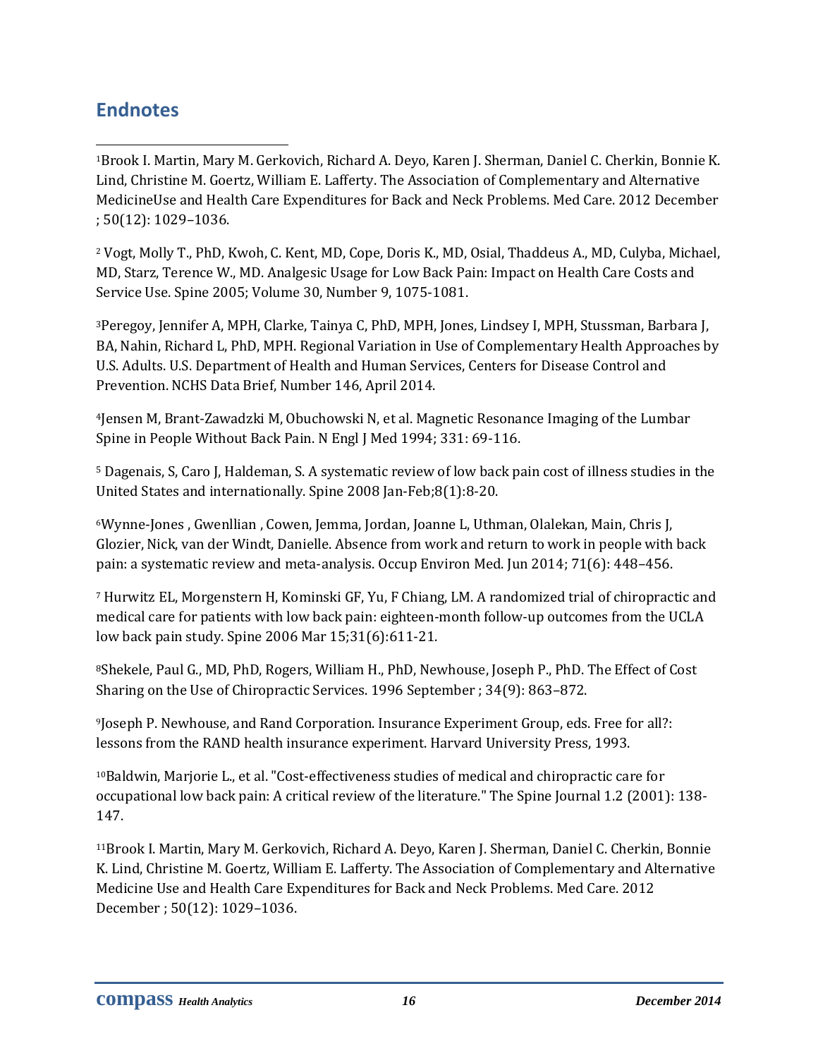## Endnotes

[1]Brook I. Martin, Mary M. Gerkovich, Richard A. Deyo, Karen J. Sherman, Daniel C. Cherkin, Bonnie K. Lind, Christine M. Goertz, William E. Lafferty. The Association of Complementary and Alternative MedicineUse and Health Care Expenditures for Back and Neck Problems. Med Care. 2012 December ; 50(12): 1029–1036.

[2] Vogt, Molly T., PhD, Kwoh, C. Kent, MD, Cope, Doris K., MD, Osial, Thaddeus A., MD, Culyba, Michael, MD, Starz, Terence W., MD. Analgesic Usage for Low Back Pain: Impact on Health Care Costs and Service Use. Spine 2005; Volume 30, Number 9, 1075-1081.

[3]Peregoy, Jennifer A, MPH, Clarke, Tainya C, PhD, MPH, Jones, Lindsey I, MPH, Stussman, Barbara J, BA, Nahin, Richard L, PhD, MPH. Regional Variation in Use of Complementary Health Approaches by U.S. Adults. U.S. Department of Health and Human Services, Centers for Disease Control and Prevention. NCHS Data Brief, Number 146, April 2014.

[4]Jensen M, Brant-Zawadzki M, Obuchowski N, et al. Magnetic Resonance Imaging of the Lumbar Spine in People Without Back Pain. N Engl J Med 1994; 331: 69-116.

[5] Dagenais, S, Caro J, Haldeman, S. A systematic review of low back pain cost of illness studies in the United States and internationally. Spine 2008 Jan-Feb;8(1):8-20.

[6]Wynne-Jones , Gwenllian , Cowen, Jemma, Jordan, Joanne L, Uthman, Olalekan, Main, Chris J, Glozier, Nick, van der Windt, Danielle. Absence from work and return to work in people with back pain: a systematic review and meta-analysis. Occup Environ Med. Jun 2014; 71(6): 448–456.

[7] Hurwitz EL, Morgenstern H, Kominski GF, Yu, F Chiang, LM. A randomized trial of chiropractic and medical care for patients with low back pain: eighteen-month follow-up outcomes from the UCLA low back pain study. Spine 2006 Mar 15;31(6):611-21.

[8]Shekele, Paul G., MD, PhD, Rogers, William H., PhD, Newhouse, Joseph P., PhD. The Effect of Cost Sharing on the Use of Chiropractic Services. 1996 September ; 34(9): 863–872.

[9]Joseph P. Newhouse, and Rand Corporation. Insurance Experiment Group, eds. Free for all?: lessons from the RAND health insurance experiment. Harvard University Press, 1993.

[10]Baldwin, Marjorie L., et al. "Cost-effectiveness studies of medical and chiropractic care for occupational low back pain: A critical review of the literature." The Spine Journal 1.2 (2001): 138-147.

[11]Brook I. Martin, Mary M. Gerkovich, Richard A. Deyo, Karen J. Sherman, Daniel C. Cherkin, Bonnie K. Lind, Christine M. Goertz, William E. Lafferty. The Association of Complementary and Alternative Medicine Use and Health Care Expenditures for Back and Neck Problems. Med Care. 2012 December ; 50(12): 1029–1036.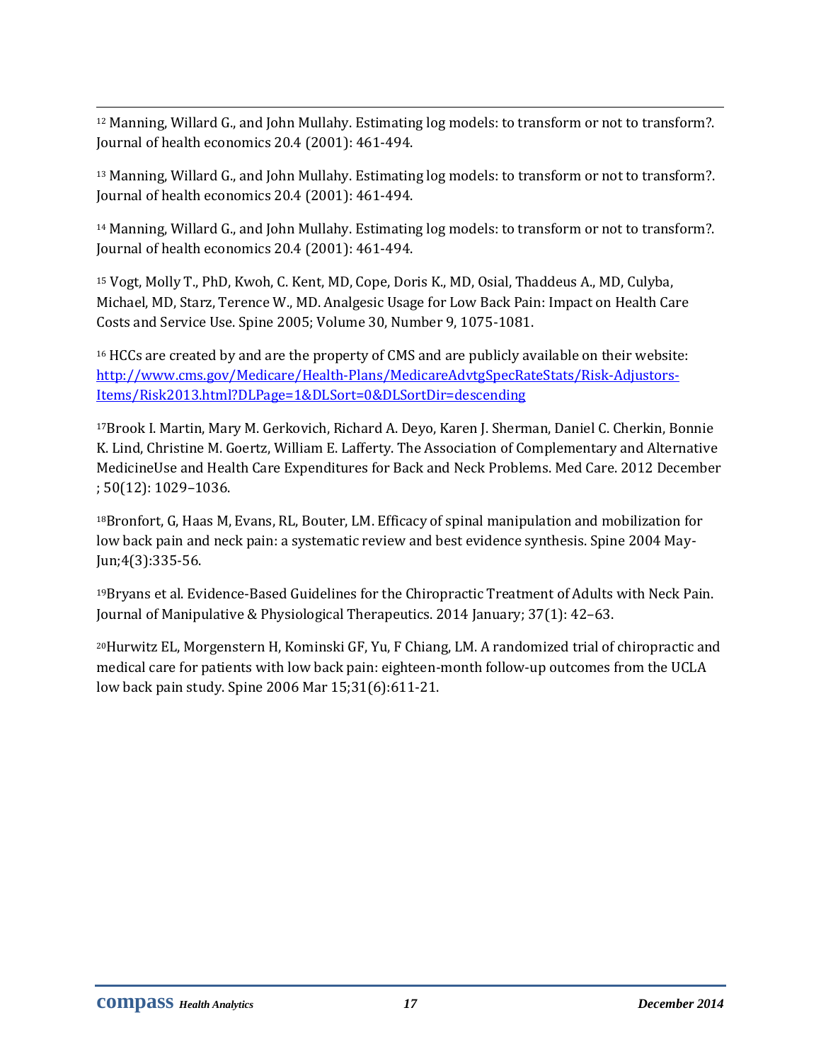[12] Manning, Willard G., and John Mullahy. Estimating log models: to transform or not to transform?. Journal of health economics 20.4 (2001): 461-494.

[13] Manning, Willard G., and John Mullahy. Estimating log models: to transform or not to transform?. Journal of health economics 20.4 (2001): 461-494.

[14] Manning, Willard G., and John Mullahy. Estimating log models: to transform or not to transform?. Journal of health economics 20.4 (2001): 461-494.

[15] Vogt, Molly T., PhD, Kwoh, C. Kent, MD, Cope, Doris K., MD, Osial, Thaddeus A., MD, Culyba, Michael, MD, Starz, Terence W., MD. Analgesic Usage for Low Back Pain: Impact on Health Care Costs and Service Use. Spine 2005; Volume 30, Number 9, 1075-1081.

[16] HCCs are created by and are the property of CMS and are publicly available on their website: [http://www.cms.gov/Medicare/Health-Plans/MedicareAdvtgSpecRateStats/Risk-Adjustors-Items/Risk2013.html?DLPage=1&DLSort=0&DLSortDir=descending](http://www.cms.gov/Medicare/Health-Plans/MedicareAdvtgSpecRateStats/Risk-Adjustors-Items/Risk2013.html?DLPage=1&DLSort=0&DLSortDir=descending)

[17]Brook I. Martin, Mary M. Gerkovich, Richard A. Deyo, Karen J. Sherman, Daniel C. Cherkin, Bonnie K. Lind, Christine M. Goertz, William E. Lafferty. The Association of Complementary and Alternative MedicineUse and Health Care Expenditures for Back and Neck Problems. Med Care. 2012 December ; 50(12): 1029–1036.

[18]Bronfort, G, Haas M, Evans, RL, Bouter, LM. Efficacy of spinal manipulation and mobilization for low back pain and neck pain: a systematic review and best evidence synthesis. Spine 2004 May-Jun;4(3):335-56.

[19]Bryans et al. Evidence-Based Guidelines for the Chiropractic Treatment of Adults with Neck Pain. Journal of Manipulative & Physiological Therapeutics. 2014 January; 37(1): 42–63.

[20]Hurwitz EL, Morgenstern H, Kominski GF, Yu, F Chiang, LM. A randomized trial of chiropractic and medical care for patients with low back pain: eighteen-month follow-up outcomes from the UCLA low back pain study. Spine 2006 Mar 15;31(6):611-21.